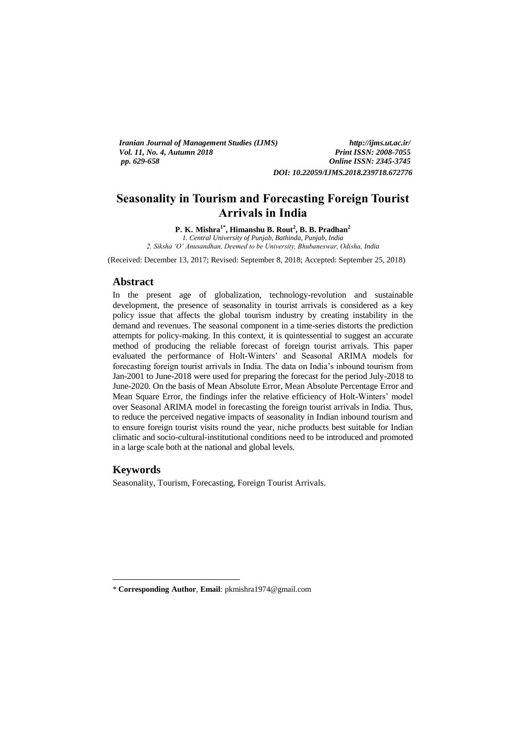# Seasonality in Tourism and Forecasting Foreign Tourist Arrivals in India

**P. K. Mishra[1*], Himanshu B. Rout[2], B. B. Pradhan[2]**

*1. Central University of Punjab, Bathinda, Punjab, India*
*2. Siksha 'O' Anusandhan, Deemed to be University, Bhubaneswar, Odisha, India*

(Received: December 13, 2017; Revised: September 8, 2018; Accepted: September 25, 2018)

## Abstract

In the present age of globalization, technology-revolution and sustainable development, the presence of seasonality in tourist arrivals is considered as a key policy issue that affects the global tourism industry by creating instability in the demand and revenues. The seasonal component in a time-series distorts the prediction attempts for policy-making. In this context, it is quintessential to suggest an accurate method of producing the reliable forecast of foreign tourist arrivals. This paper evaluated the performance of Holt-Winters' and Seasonal ARIMA models for forecasting foreign tourist arrivals in India. The data on India's inbound tourism from Jan-2001 to June-2018 were used for preparing the forecast for the period July-2018 to June-2020. On the basis of Mean Absolute Error, Mean Absolute Percentage Error and Mean Square Error, the findings infer the relative efficiency of Holt-Winters' model over Seasonal ARIMA model in forecasting the foreign tourist arrivals in India. Thus, to reduce the perceived negative impacts of seasonality in Indian inbound tourism and to ensure foreign tourist visits round the year, niche products best suitable for Indian climatic and socio-cultural-institutional conditions need to be introduced and promoted in a large scale both at the national and global levels.

## Keywords

Seasonality, Tourism, Forecasting, Foreign Tourist Arrivals.

---

\* **Corresponding Author**, **Email**: pkmishra1974@gmail.com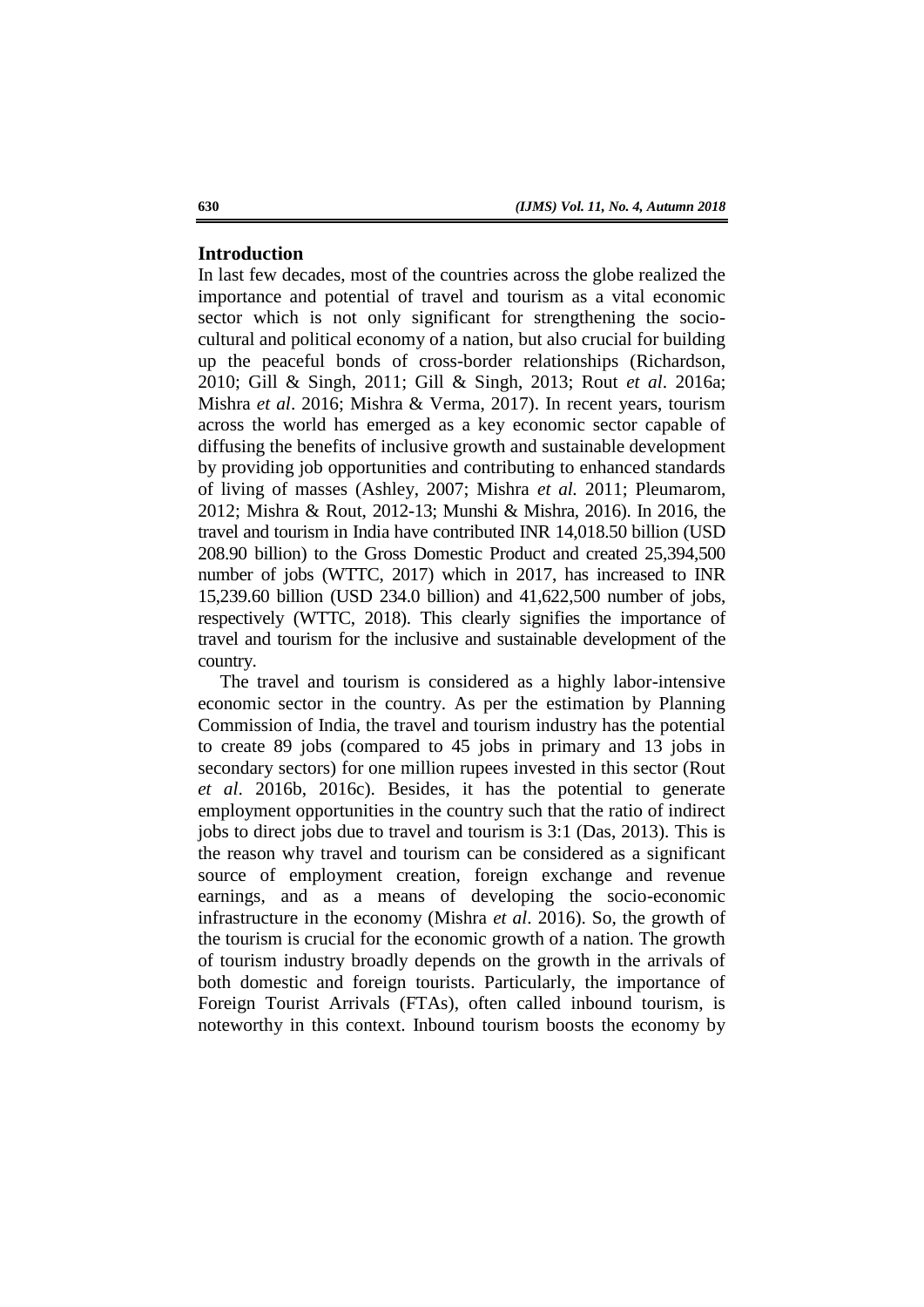## Introduction

In last few decades, most of the countries across the globe realized the importance and potential of travel and tourism as a vital economic sector which is not only significant for strengthening the socio-cultural and political economy of a nation, but also crucial for building up the peaceful bonds of cross-border relationships (Richardson, 2010; Gill & Singh, 2011; Gill & Singh, 2013; Rout *et al*. 2016a; Mishra *et al*. 2016; Mishra & Verma, 2017). In recent years, tourism across the world has emerged as a key economic sector capable of diffusing the benefits of inclusive growth and sustainable development by providing job opportunities and contributing to enhanced standards of living of masses (Ashley, 2007; Mishra *et al.* 2011; Pleumarom, 2012; Mishra & Rout, 2012-13; Munshi & Mishra, 2016). In 2016, the travel and tourism in India have contributed INR 14,018.50 billion (USD 208.90 billion) to the Gross Domestic Product and created 25,394,500 number of jobs (WTTC, 2017) which in 2017, has increased to INR 15,239.60 billion (USD 234.0 billion) and 41,622,500 number of jobs, respectively (WTTC, 2018). This clearly signifies the importance of travel and tourism for the inclusive and sustainable development of the country.

The travel and tourism is considered as a highly labor-intensive economic sector in the country. As per the estimation by Planning Commission of India, the travel and tourism industry has the potential to create 89 jobs (compared to 45 jobs in primary and 13 jobs in secondary sectors) for one million rupees invested in this sector (Rout *et al*. 2016b, 2016c). Besides, it has the potential to generate employment opportunities in the country such that the ratio of indirect jobs to direct jobs due to travel and tourism is 3:1 (Das, 2013). This is the reason why travel and tourism can be considered as a significant source of employment creation, foreign exchange and revenue earnings, and as a means of developing the socio-economic infrastructure in the economy (Mishra *et al*. 2016). So, the growth of the tourism is crucial for the economic growth of a nation. The growth of tourism industry broadly depends on the growth in the arrivals of both domestic and foreign tourists. Particularly, the importance of Foreign Tourist Arrivals (FTAs), often called inbound tourism, is noteworthy in this context. Inbound tourism boosts the economy by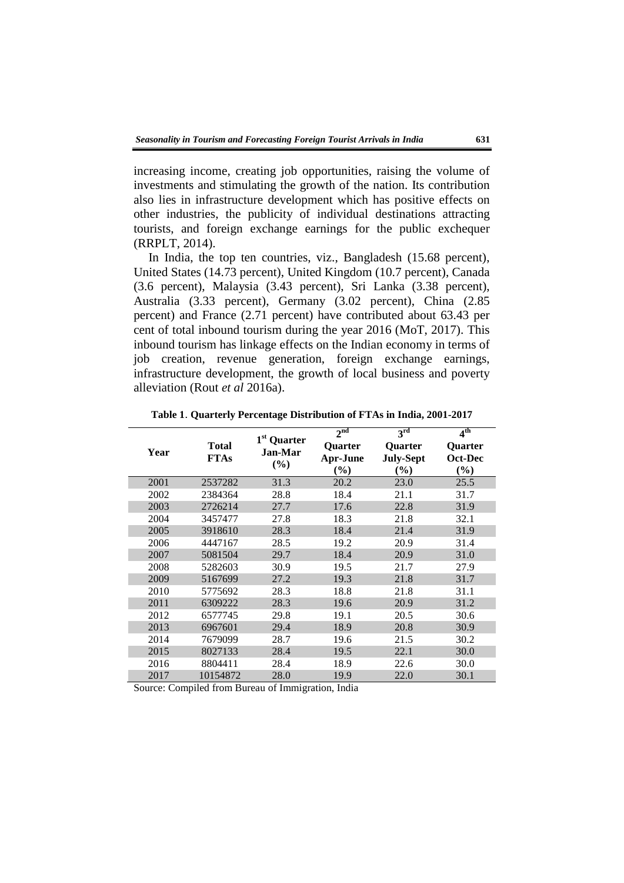increasing income, creating job opportunities, raising the volume of investments and stimulating the growth of the nation. Its contribution also lies in infrastructure development which has positive effects on other industries, the publicity of individual destinations attracting tourists, and foreign exchange earnings for the public exchequer (RRPLT, 2014).

In India, the top ten countries, viz., Bangladesh (15.68 percent), United States (14.73 percent), United Kingdom (10.7 percent), Canada (3.6 percent), Malaysia (3.43 percent), Sri Lanka (3.38 percent), Australia (3.33 percent), Germany (3.02 percent), China (2.85 percent) and France (2.71 percent) have contributed about 63.43 per cent of total inbound tourism during the year 2016 (MoT, 2017). This inbound tourism has linkage effects on the Indian economy in terms of job creation, revenue generation, foreign exchange earnings, infrastructure development, the growth of local business and poverty alleviation (Rout *et al* 2016a).

**Table 1**. **Quarterly Percentage Distribution of FTAs in India, 2001-2017**

| Year | Total FTAs | 1st Quarter Jan-Mar (%) | 2nd Quarter Apr-June (%) | 3rd Quarter July-Sept (%) | 4th Quarter Oct-Dec (%) |
|---|---|---|---|---|---|
| 2001 | 2537282 | 31.3 | 20.2 | 23.0 | 25.5 |
| 2002 | 2384364 | 28.8 | 18.4 | 21.1 | 31.7 |
| 2003 | 2726214 | 27.7 | 17.6 | 22.8 | 31.9 |
| 2004 | 3457477 | 27.8 | 18.3 | 21.8 | 32.1 |
| 2005 | 3918610 | 28.3 | 18.4 | 21.4 | 31.9 |
| 2006 | 4447167 | 28.5 | 19.2 | 20.9 | 31.4 |
| 2007 | 5081504 | 29.7 | 18.4 | 20.9 | 31.0 |
| 2008 | 5282603 | 30.9 | 19.5 | 21.7 | 27.9 |
| 2009 | 5167699 | 27.2 | 19.3 | 21.8 | 31.7 |
| 2010 | 5775692 | 28.3 | 18.8 | 21.8 | 31.1 |
| 2011 | 6309222 | 28.3 | 19.6 | 20.9 | 31.2 |
| 2012 | 6577745 | 29.8 | 19.1 | 20.5 | 30.6 |
| 2013 | 6967601 | 29.4 | 18.9 | 20.8 | 30.9 |
| 2014 | 7679099 | 28.7 | 19.6 | 21.5 | 30.2 |
| 2015 | 8027133 | 28.4 | 19.5 | 22.1 | 30.0 |
| 2016 | 8804411 | 28.4 | 18.9 | 22.6 | 30.0 |
| 2017 | 10154872 | 28.0 | 19.9 | 22.0 | 30.1 |

Source: Compiled from Bureau of Immigration, India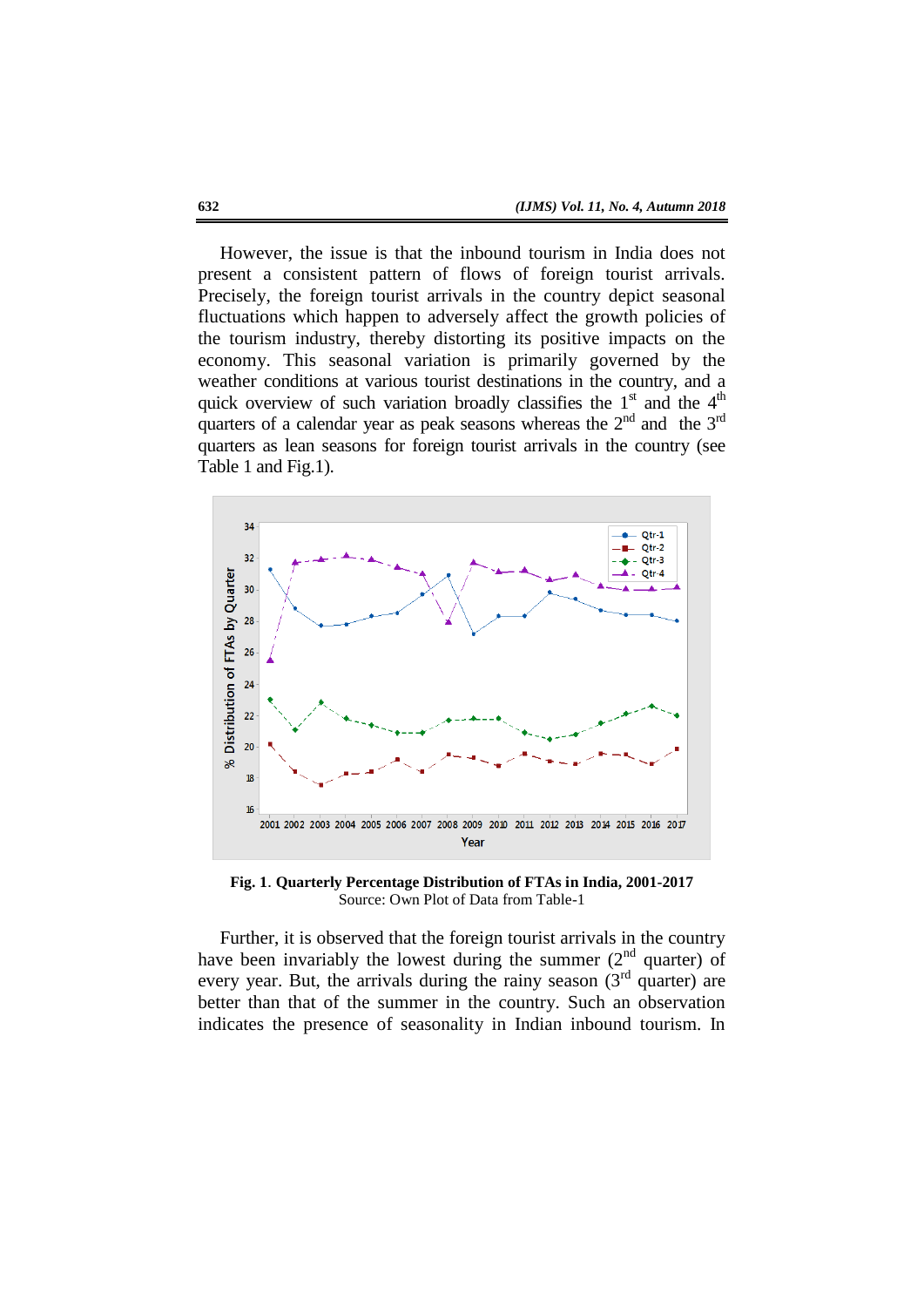However, the issue is that the inbound tourism in India does not present a consistent pattern of flows of foreign tourist arrivals. Precisely, the foreign tourist arrivals in the country depict seasonal fluctuations which happen to adversely affect the growth policies of the tourism industry, thereby distorting its positive impacts on the economy. This seasonal variation is primarily governed by the weather conditions at various tourist destinations in the country, and a quick overview of such variation broadly classifies the 1st and the 4th quarters of a calendar year as peak seasons whereas the 2nd and the 3rd quarters as lean seasons for foreign tourist arrivals in the country (see Table 1 and Fig.1).

**Fig. 1**. **Quarterly Percentage Distribution of FTAs in India, 2001-2017**
Source: Own Plot of Data from Table-1

Further, it is observed that the foreign tourist arrivals in the country have been invariably the lowest during the summer (2nd quarter) of every year. But, the arrivals during the rainy season (3rd quarter) are better than that of the summer in the country. Such an observation indicates the presence of seasonality in Indian inbound tourism. In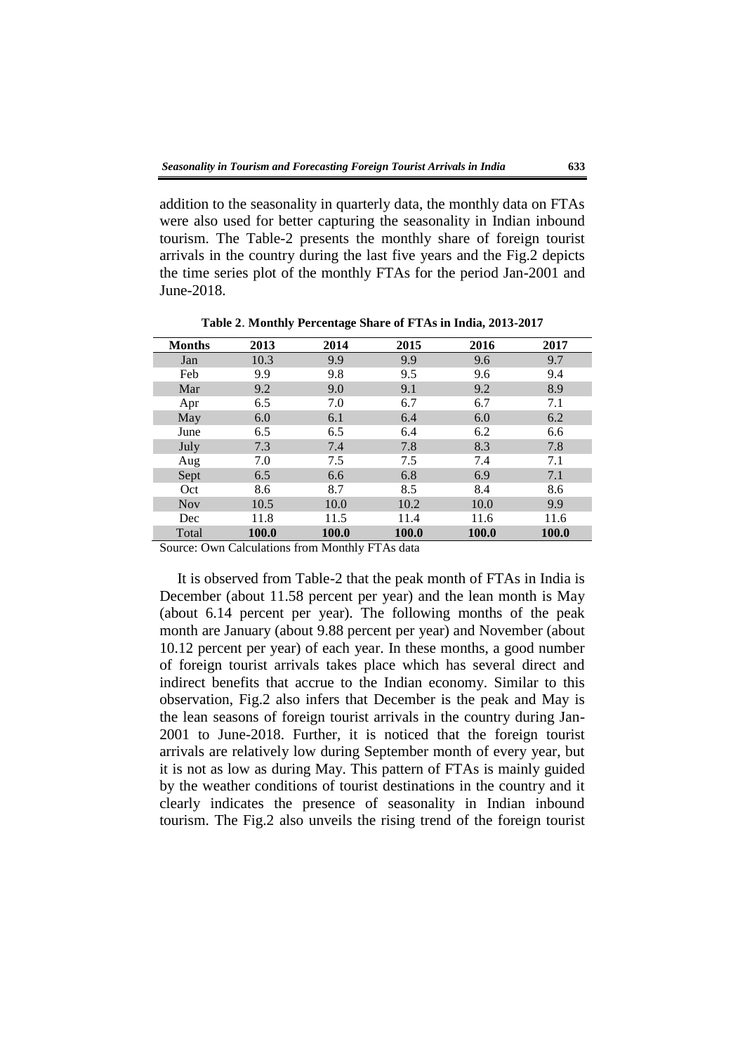addition to the seasonality in quarterly data, the monthly data on FTAs were also used for better capturing the seasonality in Indian inbound tourism. The Table-2 presents the monthly share of foreign tourist arrivals in the country during the last five years and the Fig.2 depicts the time series plot of the monthly FTAs for the period Jan-2001 and June-2018.

**Table 2. Monthly Percentage Share of FTAs in India, 2013-2017**

| Months | 2013 | 2014 | 2015 | 2016 | 2017 |
|---|---|---|---|---|---|
| Jan | 10.3 | 9.9 | 9.9 | 9.6 | 9.7 |
| Feb | 9.9 | 9.8 | 9.5 | 9.6 | 9.4 |
| Mar | 9.2 | 9.0 | 9.1 | 9.2 | 8.9 |
| Apr | 6.5 | 7.0 | 6.7 | 6.7 | 7.1 |
| May | 6.0 | 6.1 | 6.4 | 6.0 | 6.2 |
| June | 6.5 | 6.5 | 6.4 | 6.2 | 6.6 |
| July | 7.3 | 7.4 | 7.8 | 8.3 | 7.8 |
| Aug | 7.0 | 7.5 | 7.5 | 7.4 | 7.1 |
| Sept | 6.5 | 6.6 | 6.8 | 6.9 | 7.1 |
| Oct | 8.6 | 8.7 | 8.5 | 8.4 | 8.6 |
| Nov | 10.5 | 10.0 | 10.2 | 10.0 | 9.9 |
| Dec | 11.8 | 11.5 | 11.4 | 11.6 | 11.6 |
| Total | **100.0** | **100.0** | **100.0** | **100.0** | **100.0** |

Source: Own Calculations from Monthly FTAs data

It is observed from Table-2 that the peak month of FTAs in India is December (about 11.58 percent per year) and the lean month is May (about 6.14 percent per year). The following months of the peak month are January (about 9.88 percent per year) and November (about 10.12 percent per year) of each year. In these months, a good number of foreign tourist arrivals takes place which has several direct and indirect benefits that accrue to the Indian economy. Similar to this observation, Fig.2 also infers that December is the peak and May is the lean seasons of foreign tourist arrivals in the country during Jan-2001 to June-2018. Further, it is noticed that the foreign tourist arrivals are relatively low during September month of every year, but it is not as low as during May. This pattern of FTAs is mainly guided by the weather conditions of tourist destinations in the country and it clearly indicates the presence of seasonality in Indian inbound tourism. The Fig.2 also unveils the rising trend of the foreign tourist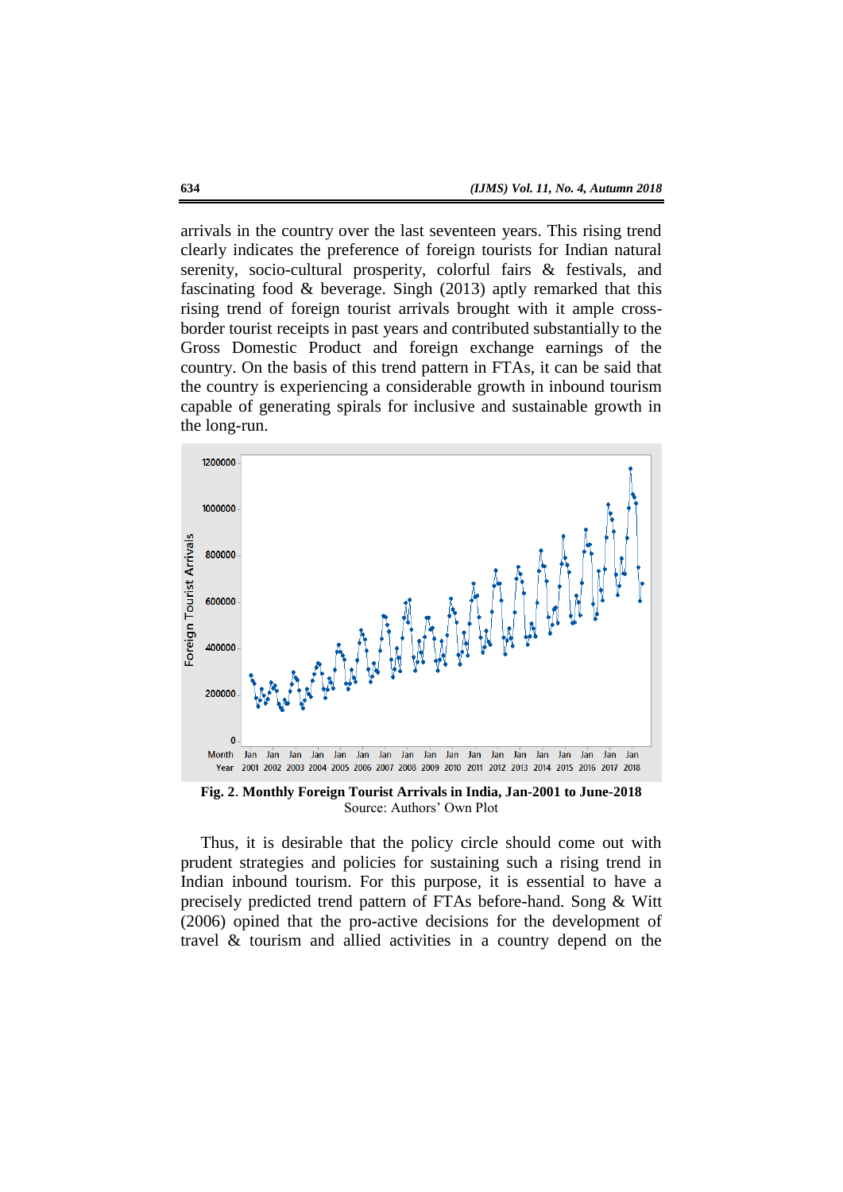arrivals in the country over the last seventeen years. This rising trend clearly indicates the preference of foreign tourists for Indian natural serenity, socio-cultural prosperity, colorful fairs & festivals, and fascinating food & beverage. Singh (2013) aptly remarked that this rising trend of foreign tourist arrivals brought with it ample cross-border tourist receipts in past years and contributed substantially to the Gross Domestic Product and foreign exchange earnings of the country. On the basis of this trend pattern in FTAs, it can be said that the country is experiencing a considerable growth in inbound tourism capable of generating spirals for inclusive and sustainable growth in the long-run.

**Fig. 2**. **Monthly Foreign Tourist Arrivals in India, Jan-2001 to June-2018**
Source: Authors' Own Plot

Thus, it is desirable that the policy circle should come out with prudent strategies and policies for sustaining such a rising trend in Indian inbound tourism. For this purpose, it is essential to have a precisely predicted trend pattern of FTAs before-hand. Song & Witt (2006) opined that the pro-active decisions for the development of travel & tourism and allied activities in a country depend on the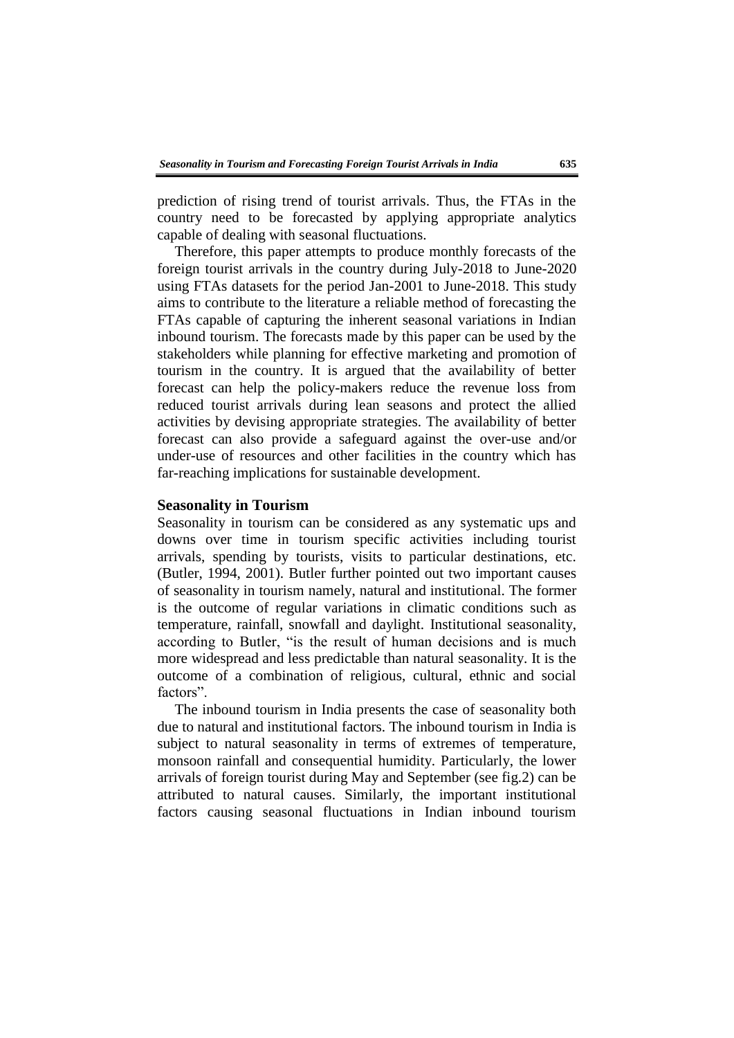prediction of rising trend of tourist arrivals. Thus, the FTAs in the country need to be forecasted by applying appropriate analytics capable of dealing with seasonal fluctuations.

Therefore, this paper attempts to produce monthly forecasts of the foreign tourist arrivals in the country during July-2018 to June-2020 using FTAs datasets for the period Jan-2001 to June-2018. This study aims to contribute to the literature a reliable method of forecasting the FTAs capable of capturing the inherent seasonal variations in Indian inbound tourism. The forecasts made by this paper can be used by the stakeholders while planning for effective marketing and promotion of tourism in the country. It is argued that the availability of better forecast can help the policy-makers reduce the revenue loss from reduced tourist arrivals during lean seasons and protect the allied activities by devising appropriate strategies. The availability of better forecast can also provide a safeguard against the over-use and/or under-use of resources and other facilities in the country which has far-reaching implications for sustainable development.

## Seasonality in Tourism

Seasonality in tourism can be considered as any systematic ups and downs over time in tourism specific activities including tourist arrivals, spending by tourists, visits to particular destinations, etc. (Butler, 1994, 2001). Butler further pointed out two important causes of seasonality in tourism namely, natural and institutional. The former is the outcome of regular variations in climatic conditions such as temperature, rainfall, snowfall and daylight. Institutional seasonality, according to Butler, "is the result of human decisions and is much more widespread and less predictable than natural seasonality. It is the outcome of a combination of religious, cultural, ethnic and social factors".

The inbound tourism in India presents the case of seasonality both due to natural and institutional factors. The inbound tourism in India is subject to natural seasonality in terms of extremes of temperature, monsoon rainfall and consequential humidity. Particularly, the lower arrivals of foreign tourist during May and September (see fig.2) can be attributed to natural causes. Similarly, the important institutional factors causing seasonal fluctuations in Indian inbound tourism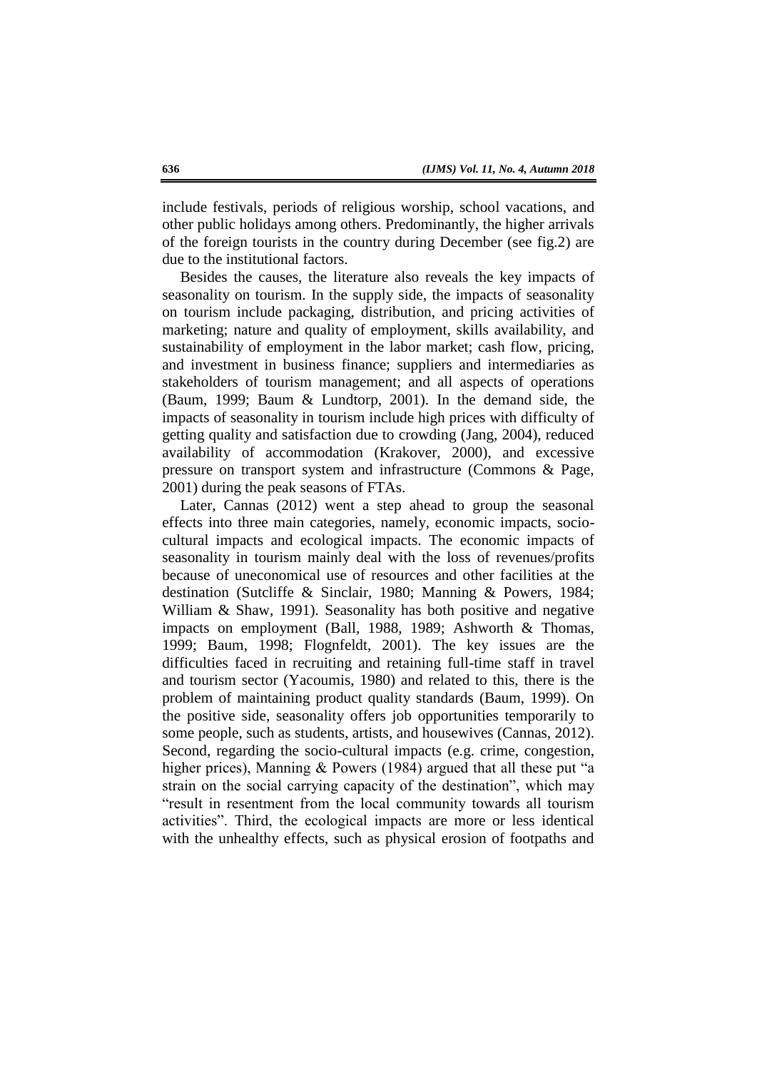include festivals, periods of religious worship, school vacations, and other public holidays among others. Predominantly, the higher arrivals of the foreign tourists in the country during December (see fig.2) are due to the institutional factors.

Besides the causes, the literature also reveals the key impacts of seasonality on tourism. In the supply side, the impacts of seasonality on tourism include packaging, distribution, and pricing activities of marketing; nature and quality of employment, skills availability, and sustainability of employment in the labor market; cash flow, pricing, and investment in business finance; suppliers and intermediaries as stakeholders of tourism management; and all aspects of operations (Baum, 1999; Baum & Lundtorp, 2001). In the demand side, the impacts of seasonality in tourism include high prices with difficulty of getting quality and satisfaction due to crowding (Jang, 2004), reduced availability of accommodation (Krakover, 2000), and excessive pressure on transport system and infrastructure (Commons & Page, 2001) during the peak seasons of FTAs.

Later, Cannas (2012) went a step ahead to group the seasonal effects into three main categories, namely, economic impacts, socio-cultural impacts and ecological impacts. The economic impacts of seasonality in tourism mainly deal with the loss of revenues/profits because of uneconomical use of resources and other facilities at the destination (Sutcliffe & Sinclair, 1980; Manning & Powers, 1984; William & Shaw, 1991). Seasonality has both positive and negative impacts on employment (Ball, 1988, 1989; Ashworth & Thomas, 1999; Baum, 1998; Flognfeldt, 2001). The key issues are the difficulties faced in recruiting and retaining full-time staff in travel and tourism sector (Yacoumis, 1980) and related to this, there is the problem of maintaining product quality standards (Baum, 1999). On the positive side, seasonality offers job opportunities temporarily to some people, such as students, artists, and housewives (Cannas, 2012). Second, regarding the socio-cultural impacts (e.g. crime, congestion, higher prices), Manning & Powers (1984) argued that all these put "a strain on the social carrying capacity of the destination", which may "result in resentment from the local community towards all tourism activities". Third, the ecological impacts are more or less identical with the unhealthy effects, such as physical erosion of footpaths and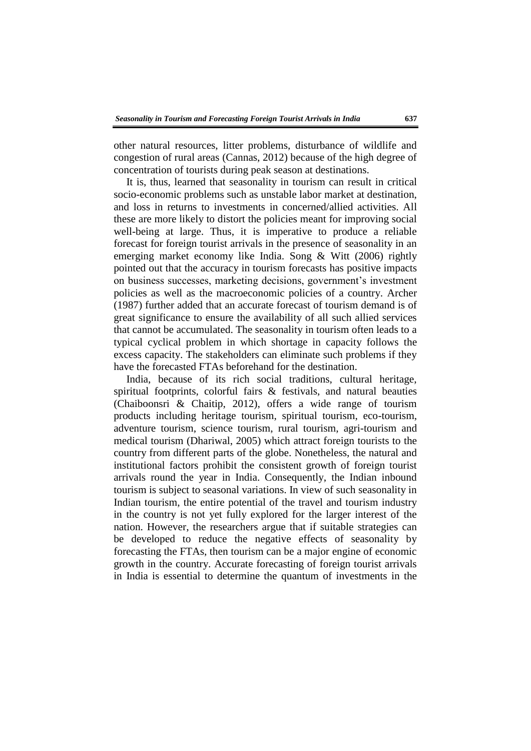other natural resources, litter problems, disturbance of wildlife and congestion of rural areas (Cannas, 2012) because of the high degree of concentration of tourists during peak season at destinations.

It is, thus, learned that seasonality in tourism can result in critical socio-economic problems such as unstable labor market at destination, and loss in returns to investments in concerned/allied activities. All these are more likely to distort the policies meant for improving social well-being at large. Thus, it is imperative to produce a reliable forecast for foreign tourist arrivals in the presence of seasonality in an emerging market economy like India. Song & Witt (2006) rightly pointed out that the accuracy in tourism forecasts has positive impacts on business successes, marketing decisions, government's investment policies as well as the macroeconomic policies of a country. Archer (1987) further added that an accurate forecast of tourism demand is of great significance to ensure the availability of all such allied services that cannot be accumulated. The seasonality in tourism often leads to a typical cyclical problem in which shortage in capacity follows the excess capacity. The stakeholders can eliminate such problems if they have the forecasted FTAs beforehand for the destination.

India, because of its rich social traditions, cultural heritage, spiritual footprints, colorful fairs & festivals, and natural beauties (Chaiboonsri & Chaitip, 2012), offers a wide range of tourism products including heritage tourism, spiritual tourism, eco-tourism, adventure tourism, science tourism, rural tourism, agri-tourism and medical tourism (Dhariwal, 2005) which attract foreign tourists to the country from different parts of the globe. Nonetheless, the natural and institutional factors prohibit the consistent growth of foreign tourist arrivals round the year in India. Consequently, the Indian inbound tourism is subject to seasonal variations. In view of such seasonality in Indian tourism, the entire potential of the travel and tourism industry in the country is not yet fully explored for the larger interest of the nation. However, the researchers argue that if suitable strategies can be developed to reduce the negative effects of seasonality by forecasting the FTAs, then tourism can be a major engine of economic growth in the country. Accurate forecasting of foreign tourist arrivals in India is essential to determine the quantum of investments in the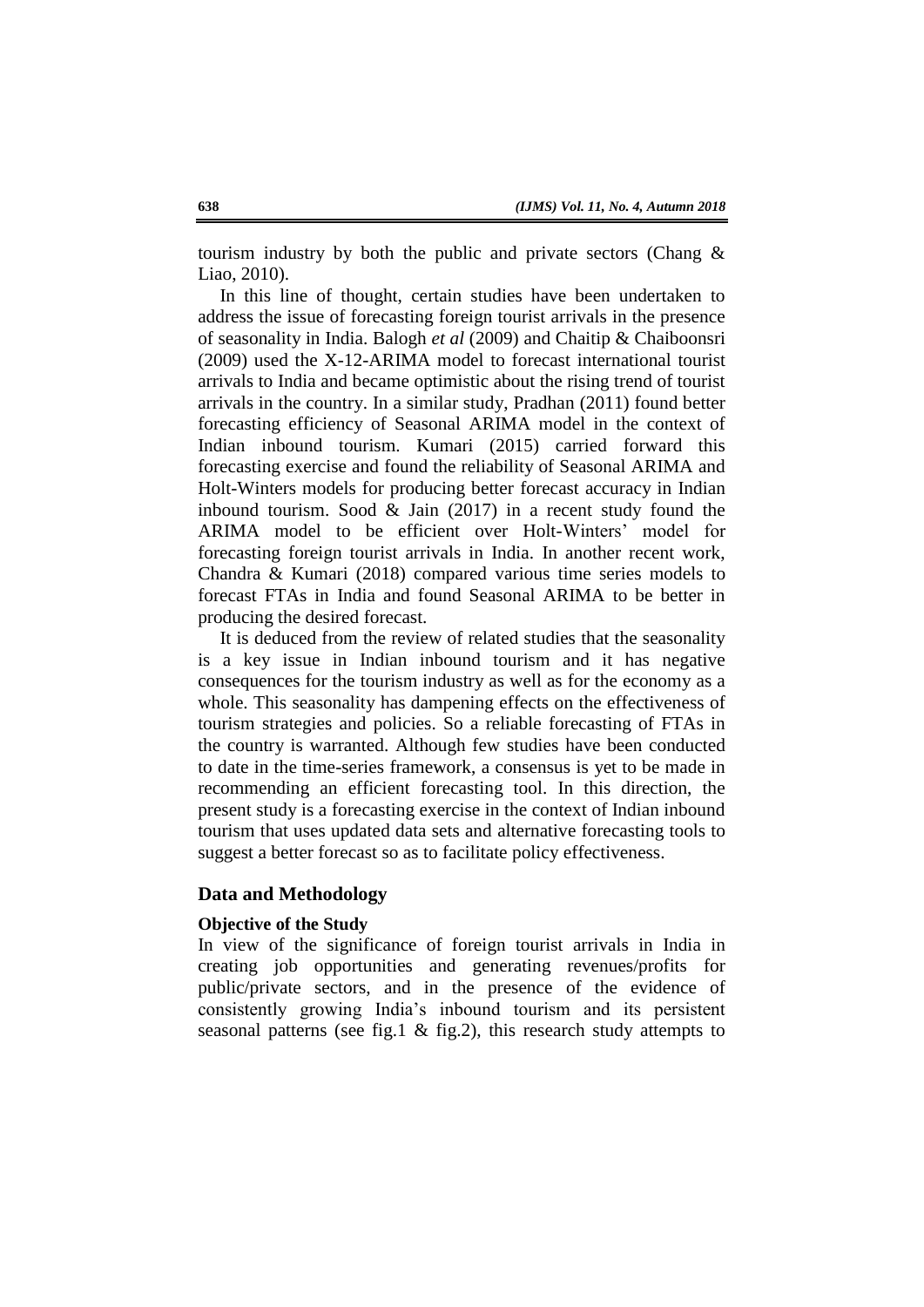tourism industry by both the public and private sectors (Chang & Liao, 2010).

In this line of thought, certain studies have been undertaken to address the issue of forecasting foreign tourist arrivals in the presence of seasonality in India. Balogh *et al* (2009) and Chaitip & Chaiboonsri (2009) used the X-12-ARIMA model to forecast international tourist arrivals to India and became optimistic about the rising trend of tourist arrivals in the country. In a similar study, Pradhan (2011) found better forecasting efficiency of Seasonal ARIMA model in the context of Indian inbound tourism. Kumari (2015) carried forward this forecasting exercise and found the reliability of Seasonal ARIMA and Holt-Winters models for producing better forecast accuracy in Indian inbound tourism. Sood & Jain (2017) in a recent study found the ARIMA model to be efficient over Holt-Winters' model for forecasting foreign tourist arrivals in India. In another recent work, Chandra & Kumari (2018) compared various time series models to forecast FTAs in India and found Seasonal ARIMA to be better in producing the desired forecast.

It is deduced from the review of related studies that the seasonality is a key issue in Indian inbound tourism and it has negative consequences for the tourism industry as well as for the economy as a whole. This seasonality has dampening effects on the effectiveness of tourism strategies and policies. So a reliable forecasting of FTAs in the country is warranted. Although few studies have been conducted to date in the time-series framework, a consensus is yet to be made in recommending an efficient forecasting tool. In this direction, the present study is a forecasting exercise in the context of Indian inbound tourism that uses updated data sets and alternative forecasting tools to suggest a better forecast so as to facilitate policy effectiveness.

## Data and Methodology

### Objective of the Study

In view of the significance of foreign tourist arrivals in India in creating job opportunities and generating revenues/profits for public/private sectors, and in the presence of the evidence of consistently growing India's inbound tourism and its persistent seasonal patterns (see fig.1 & fig.2), this research study attempts to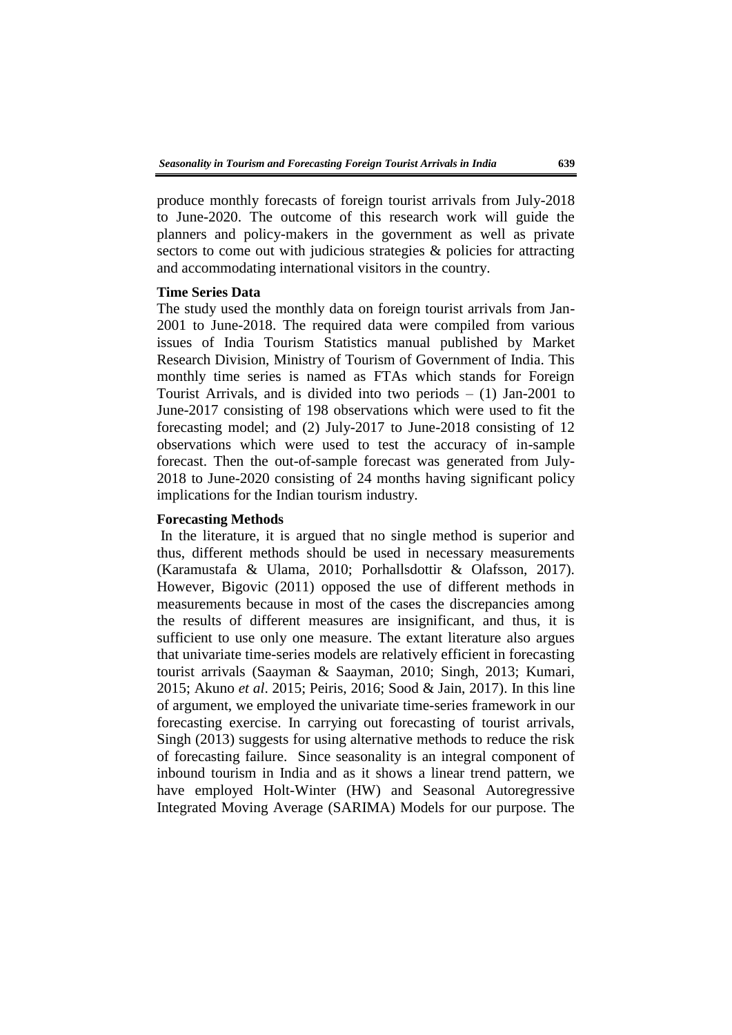produce monthly forecasts of foreign tourist arrivals from July-2018 to June-2020. The outcome of this research work will guide the planners and policy-makers in the government as well as private sectors to come out with judicious strategies & policies for attracting and accommodating international visitors in the country.

**Time Series Data**

The study used the monthly data on foreign tourist arrivals from Jan-2001 to June-2018. The required data were compiled from various issues of India Tourism Statistics manual published by Market Research Division, Ministry of Tourism of Government of India. This monthly time series is named as FTAs which stands for Foreign Tourist Arrivals, and is divided into two periods – (1) Jan-2001 to June-2017 consisting of 198 observations which were used to fit the forecasting model; and (2) July-2017 to June-2018 consisting of 12 observations which were used to test the accuracy of in-sample forecast. Then the out-of-sample forecast was generated from July-2018 to June-2020 consisting of 24 months having significant policy implications for the Indian tourism industry.

**Forecasting Methods**

In the literature, it is argued that no single method is superior and thus, different methods should be used in necessary measurements (Karamustafa & Ulama, 2010; Porhallsdottir & Olafsson, 2017). However, Bigovic (2011) opposed the use of different methods in measurements because in most of the cases the discrepancies among the results of different measures are insignificant, and thus, it is sufficient to use only one measure. The extant literature also argues that univariate time-series models are relatively efficient in forecasting tourist arrivals (Saayman & Saayman, 2010; Singh, 2013; Kumari, 2015; Akuno *et al*. 2015; Peiris, 2016; Sood & Jain, 2017). In this line of argument, we employed the univariate time-series framework in our forecasting exercise. In carrying out forecasting of tourist arrivals, Singh (2013) suggests for using alternative methods to reduce the risk of forecasting failure. Since seasonality is an integral component of inbound tourism in India and as it shows a linear trend pattern, we have employed Holt-Winter (HW) and Seasonal Autoregressive Integrated Moving Average (SARIMA) Models for our purpose. The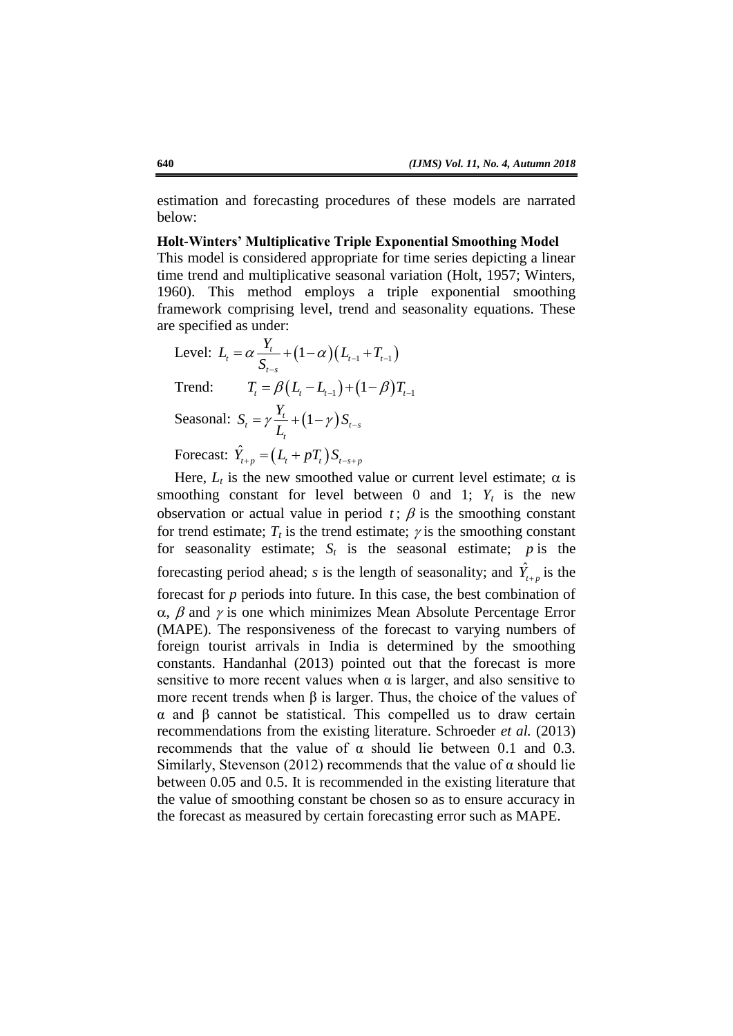estimation and forecasting procedures of these models are narrated below:

**Holt-Winters' Multiplicative Triple Exponential Smoothing Model**

This model is considered appropriate for time series depicting a linear time trend and multiplicative seasonal variation (Holt, 1957; Winters, 1960). This method employs a triple exponential smoothing framework comprising level, trend and seasonality equations. These are specified as under:

Level: $L_t = \alpha \dfrac{Y_t}{S_{t-s}} + (1-\alpha)(L_{t-1} + T_{t-1})$

Trend: $T_t = \beta (L_t - L_{t-1}) + (1-\beta) T_{t-1}$

Seasonal: $S_t = \gamma \dfrac{Y_t}{L_t} + (1-\gamma) S_{t-s}$

Forecast: $\hat{Y}_{t+p} = (L_t + pT_t) S_{t-s+p}$

Here, $L_t$ is the new smoothed value or current level estimate; $\alpha$ is smoothing constant for level between 0 and 1; $Y_t$ is the new observation or actual value in period $t$; $\beta$ is the smoothing constant for trend estimate; $T_t$ is the trend estimate; $\gamma$ is the smoothing constant for seasonality estimate; $S_t$ is the seasonal estimate; $p$ is the forecasting period ahead; $s$ is the length of seasonality; and $\hat{Y}_{t+p}$ is the forecast for $p$ periods into future. In this case, the best combination of $\alpha$, $\beta$ and $\gamma$ is one which minimizes Mean Absolute Percentage Error (MAPE). The responsiveness of the forecast to varying numbers of foreign tourist arrivals in India is determined by the smoothing constants. Handanhal (2013) pointed out that the forecast is more sensitive to more recent values when α is larger, and also sensitive to more recent trends when β is larger. Thus, the choice of the values of α and β cannot be statistical. This compelled us to draw certain recommendations from the existing literature. Schroeder *et al.* (2013) recommends that the value of α should lie between 0.1 and 0.3. Similarly, Stevenson (2012) recommends that the value of α should lie between 0.05 and 0.5. It is recommended in the existing literature that the value of smoothing constant be chosen so as to ensure accuracy in the forecast as measured by certain forecasting error such as MAPE.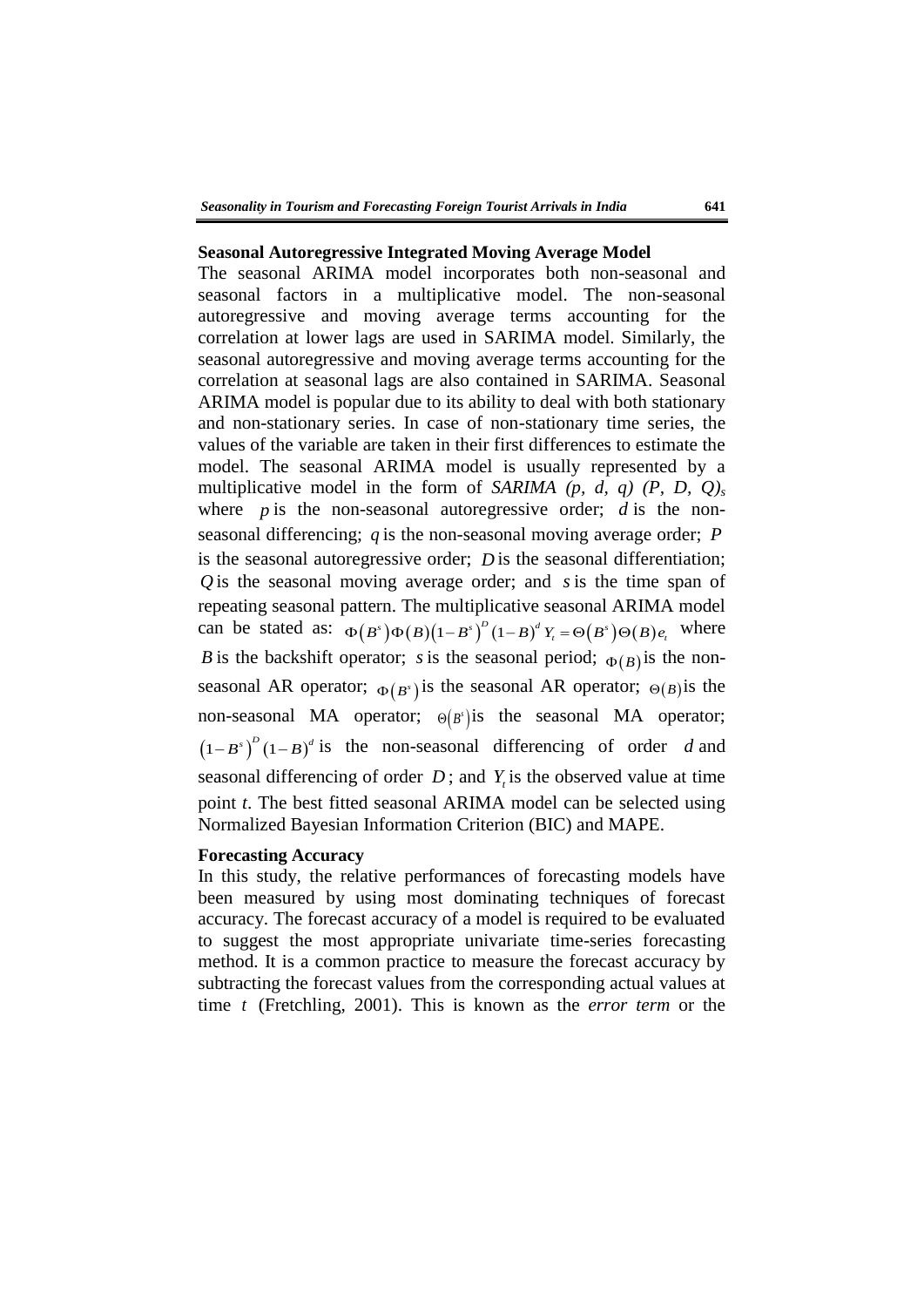### Seasonal Autoregressive Integrated Moving Average Model

The seasonal ARIMA model incorporates both non-seasonal and seasonal factors in a multiplicative model. The non-seasonal autoregressive and moving average terms accounting for the correlation at lower lags are used in SARIMA model. Similarly, the seasonal autoregressive and moving average terms accounting for the correlation at seasonal lags are also contained in SARIMA. Seasonal ARIMA model is popular due to its ability to deal with both stationary and non-stationary series. In case of non-stationary time series, the values of the variable are taken in their first differences to estimate the model. The seasonal ARIMA model is usually represented by a multiplicative model in the form of *SARIMA (p, d, q) (P, D, Q)$_s$* where $p$ is the non-seasonal autoregressive order; $d$ is the non-seasonal differencing; $q$ is the non-seasonal moving average order; $P$ is the seasonal autoregressive order; $D$ is the seasonal differentiation; $Q$ is the seasonal moving average order; and $s$ is the time span of repeating seasonal pattern. The multiplicative seasonal ARIMA model can be stated as: $\Phi(B^s)\Phi(B)(1-B^s)^D(1-B)^d Y_t = \Theta(B^s)\Theta(B)e_t$ where $B$ is the backshift operator; $s$ is the seasonal period; $\Phi(B)$ is the non-seasonal AR operator; $\Phi(B^s)$ is the seasonal AR operator; $\Theta(B)$ is the non-seasonal MA operator; $\Theta(B^s)$ is the seasonal MA operator; $(1-B^s)^D(1-B)^d$ is the non-seasonal differencing of order $d$ and seasonal differencing of order $D$; and $Y_t$ is the observed value at time point *t*. The best fitted seasonal ARIMA model can be selected using Normalized Bayesian Information Criterion (BIC) and MAPE.

### Forecasting Accuracy

In this study, the relative performances of forecasting models have been measured by using most dominating techniques of forecast accuracy. The forecast accuracy of a model is required to be evaluated to suggest the most appropriate univariate time-series forecasting method. It is a common practice to measure the forecast accuracy by subtracting the forecast values from the corresponding actual values at time $t$ (Fretchling, 2001). This is known as the *error term* or the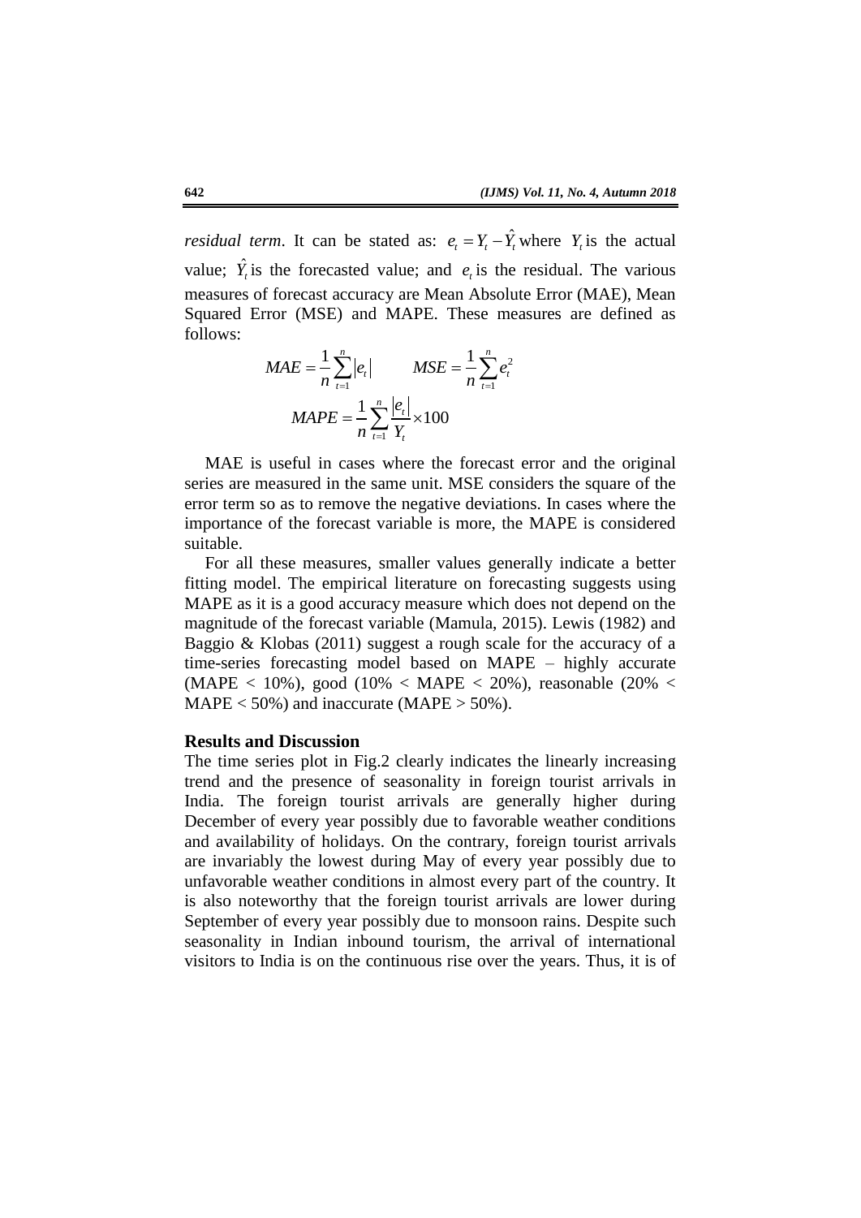*residual term*. It can be stated as: $e_t = Y_t - \hat{Y}_t$ where $Y_t$ is the actual value; $\hat{Y}_t$ is the forecasted value; and $e_t$ is the residual. The various measures of forecast accuracy are Mean Absolute Error (MAE), Mean Squared Error (MSE) and MAPE. These measures are defined as follows:

$$MAE = \frac{1}{n}\sum_{t=1}^{n}|e_t| \qquad MSE = \frac{1}{n}\sum_{t=1}^{n}e_t^2$$

$$MAPE = \frac{1}{n}\sum_{t=1}^{n}\frac{|e_t|}{Y_t} \times 100$$

MAE is useful in cases where the forecast error and the original series are measured in the same unit. MSE considers the square of the error term so as to remove the negative deviations. In cases where the importance of the forecast variable is more, the MAPE is considered suitable.

For all these measures, smaller values generally indicate a better fitting model. The empirical literature on forecasting suggests using MAPE as it is a good accuracy measure which does not depend on the magnitude of the forecast variable (Mamula, 2015). Lewis (1982) and Baggio & Klobas (2011) suggest a rough scale for the accuracy of a time-series forecasting model based on MAPE – highly accurate (MAPE < 10%), good (10% < MAPE < 20%), reasonable (20% < MAPE < 50%) and inaccurate (MAPE > 50%).

## Results and Discussion

The time series plot in Fig.2 clearly indicates the linearly increasing trend and the presence of seasonality in foreign tourist arrivals in India. The foreign tourist arrivals are generally higher during December of every year possibly due to favorable weather conditions and availability of holidays. On the contrary, foreign tourist arrivals are invariably the lowest during May of every year possibly due to unfavorable weather conditions in almost every part of the country. It is also noteworthy that the foreign tourist arrivals are lower during September of every year possibly due to monsoon rains. Despite such seasonality in Indian inbound tourism, the arrival of international visitors to India is on the continuous rise over the years. Thus, it is of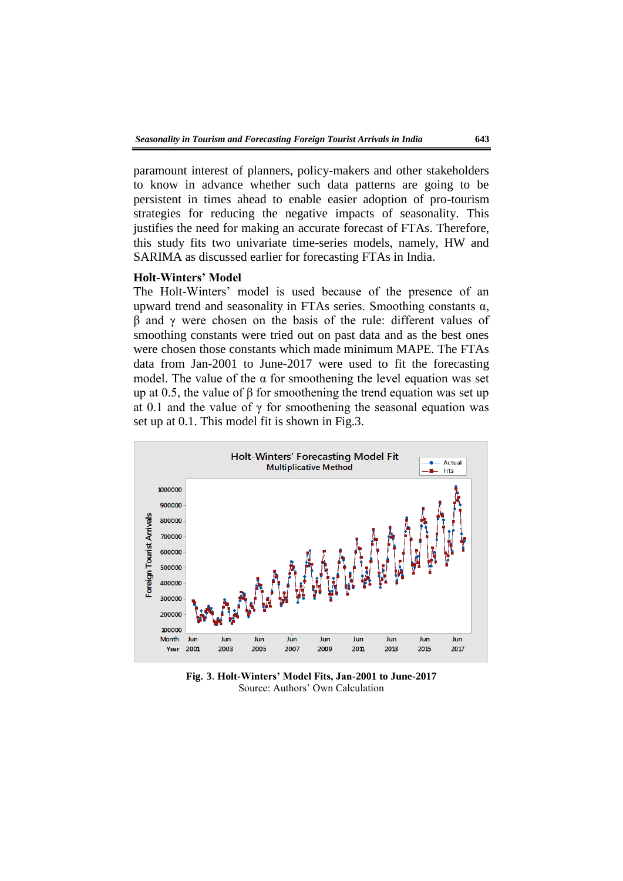paramount interest of planners, policy-makers and other stakeholders to know in advance whether such data patterns are going to be persistent in times ahead to enable easier adoption of pro-tourism strategies for reducing the negative impacts of seasonality. This justifies the need for making an accurate forecast of FTAs. Therefore, this study fits two univariate time-series models, namely, HW and SARIMA as discussed earlier for forecasting FTAs in India.

**Holt-Winters' Model**

The Holt-Winters' model is used because of the presence of an upward trend and seasonality in FTAs series. Smoothing constants $\alpha$, $\beta$ and $\gamma$ were chosen on the basis of the rule: different values of smoothing constants were tried out on past data and as the best ones were chosen those constants which made minimum MAPE. The FTAs data from Jan-2001 to June-2017 were used to fit the forecasting model. The value of the $\alpha$ for smoothening the level equation was set up at 0.5, the value of $\beta$ for smoothening the trend equation was set up at 0.1 and the value of $\gamma$ for smoothening the seasonal equation was set up at 0.1. This model fit is shown in Fig.3.

**Fig. 3**. **Holt-Winters' Model Fits, Jan-2001 to June-2017**
Source: Authors' Own Calculation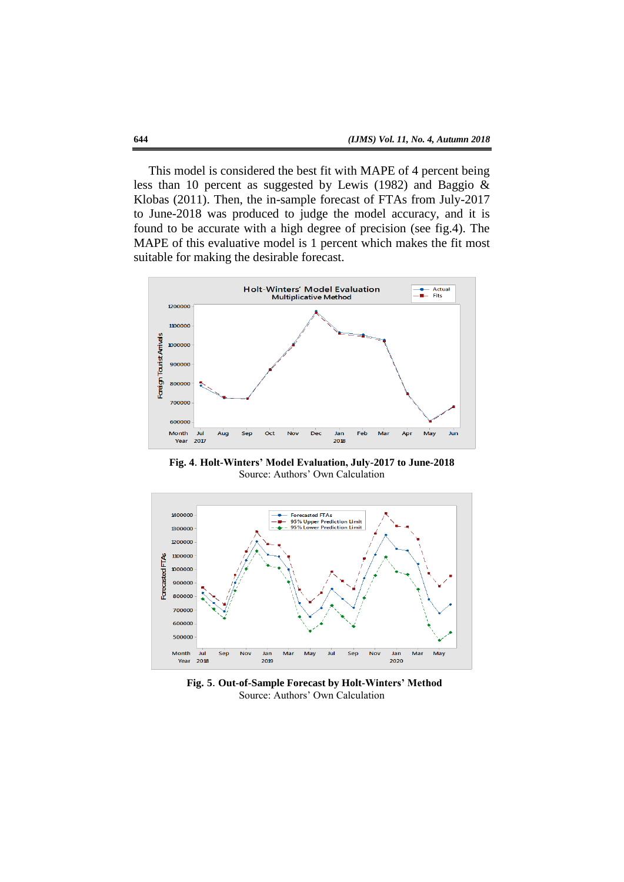This model is considered the best fit with MAPE of 4 percent being less than 10 percent as suggested by Lewis (1982) and Baggio & Klobas (2011). Then, the in-sample forecast of FTAs from July-2017 to June-2018 was produced to judge the model accuracy, and it is found to be accurate with a high degree of precision (see fig.4). The MAPE of this evaluative model is 1 percent which makes the fit most suitable for making the desirable forecast.

**Fig. 4**. **Holt-Winters' Model Evaluation, July-2017 to June-2018**
Source: Authors' Own Calculation

**Fig. 5**. **Out-of-Sample Forecast by Holt-Winters' Method**
Source: Authors' Own Calculation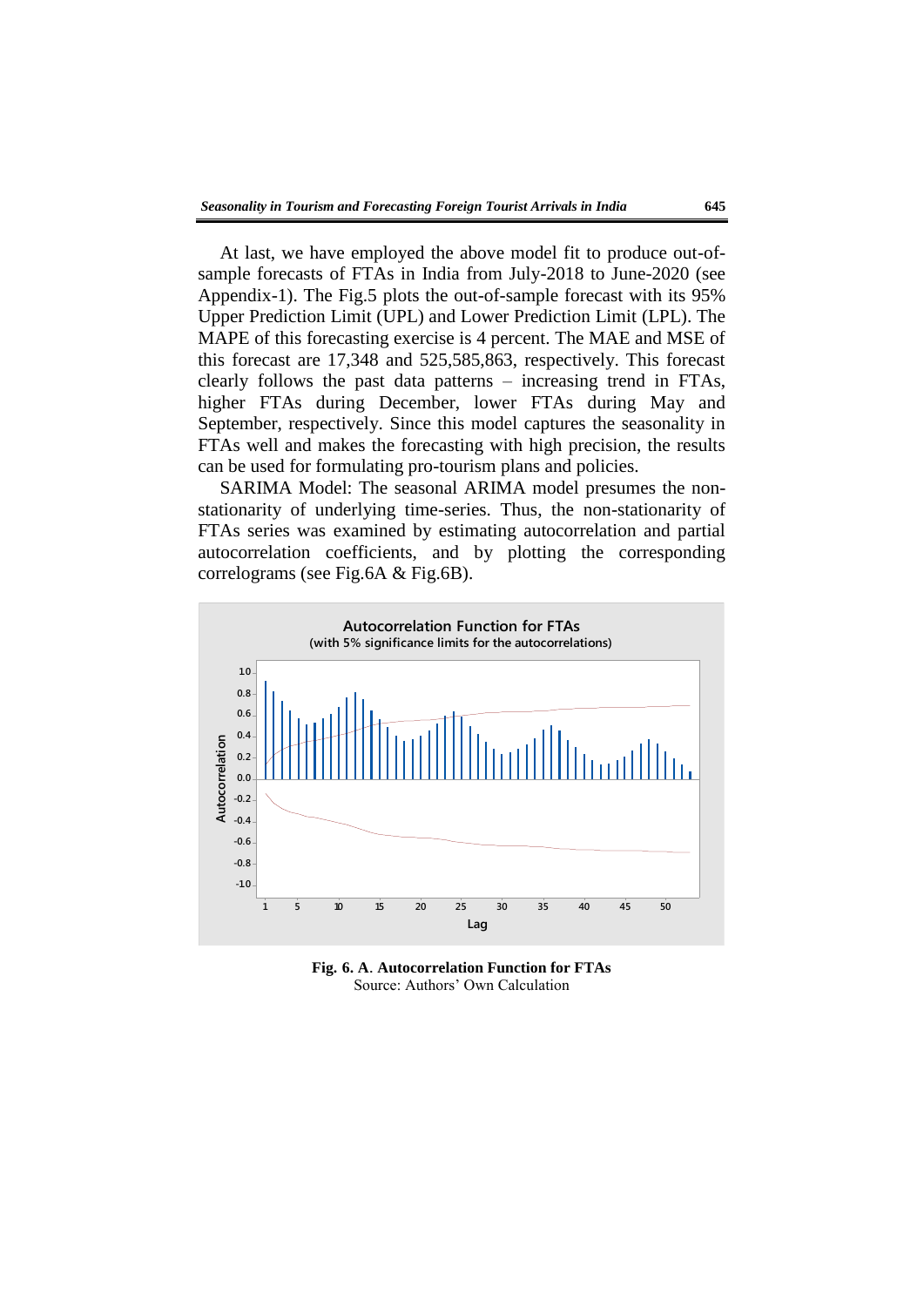At last, we have employed the above model fit to produce out-of-sample forecasts of FTAs in India from July-2018 to June-2020 (see Appendix-1). The Fig.5 plots the out-of-sample forecast with its 95% Upper Prediction Limit (UPL) and Lower Prediction Limit (LPL). The MAPE of this forecasting exercise is 4 percent. The MAE and MSE of this forecast are 17,348 and 525,585,863, respectively. This forecast clearly follows the past data patterns – increasing trend in FTAs, higher FTAs during December, lower FTAs during May and September, respectively. Since this model captures the seasonality in FTAs well and makes the forecasting with high precision, the results can be used for formulating pro-tourism plans and policies.

SARIMA Model: The seasonal ARIMA model presumes the non-stationarity of underlying time-series. Thus, the non-stationarity of FTAs series was examined by estimating autocorrelation and partial autocorrelation coefficients, and by plotting the corresponding correlograms (see Fig.6A & Fig.6B).

**Fig. 6. A. Autocorrelation Function for FTAs**
Source: Authors' Own Calculation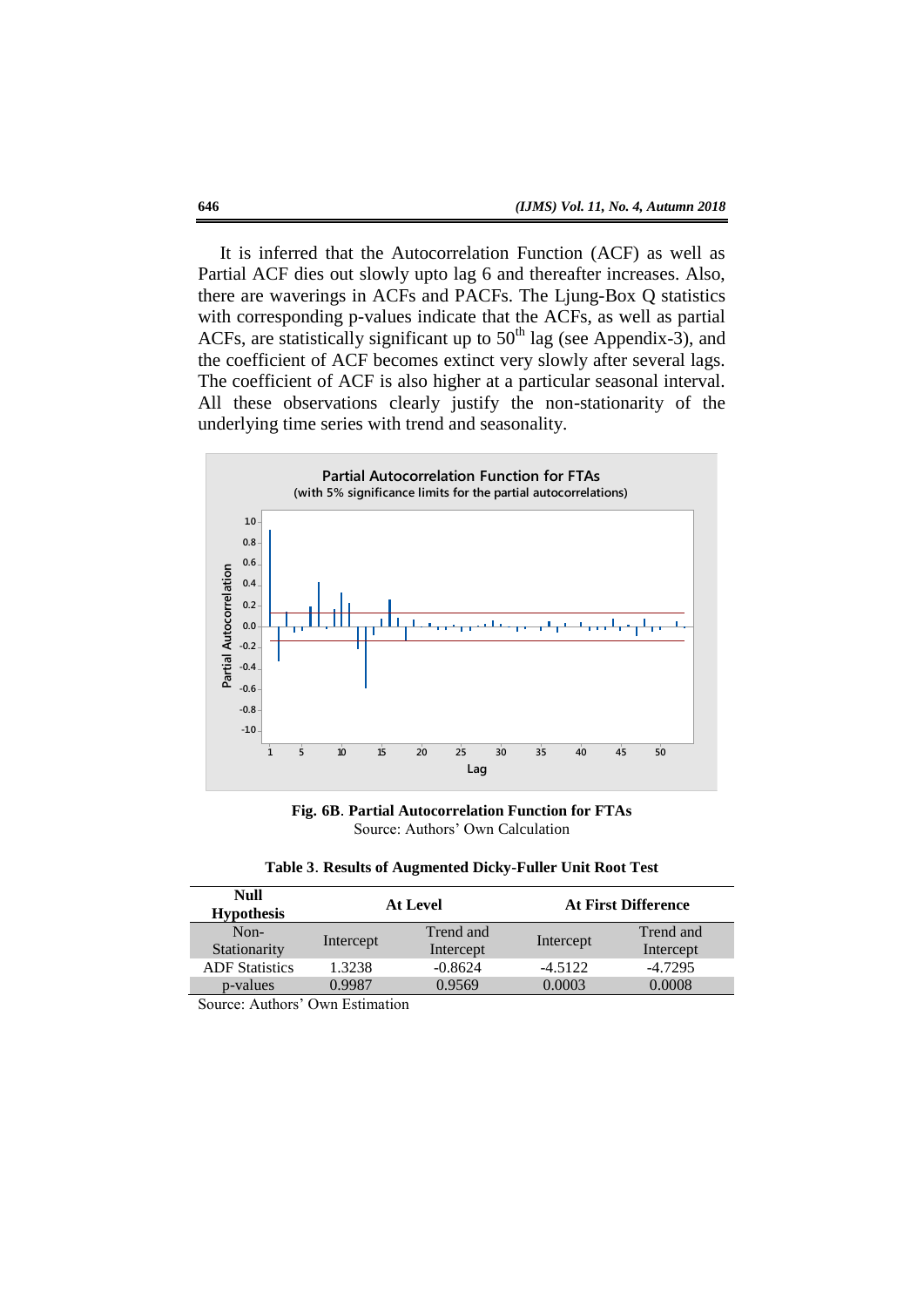It is inferred that the Autocorrelation Function (ACF) as well as Partial ACF dies out slowly upto lag 6 and thereafter increases. Also, there are waverings in ACFs and PACFs. The Ljung-Box Q statistics with corresponding p-values indicate that the ACFs, as well as partial ACFs, are statistically significant up to $50^{th}$ lag (see Appendix-3), and the coefficient of ACF becomes extinct very slowly after several lags. The coefficient of ACF is also higher at a particular seasonal interval. All these observations clearly justify the non-stationarity of the underlying time series with trend and seasonality.

**Fig. 6B**. **Partial Autocorrelation Function for FTAs**
Source: Authors' Own Calculation

**Table 3**. **Results of Augmented Dicky-Fuller Unit Root Test**

| Null Hypothesis | At Level | | At First Difference | |
|---|---|---|---|---|
| Non-Stationarity | Intercept | Trend and Intercept | Intercept | Trend and Intercept |
| ADF Statistics | 1.3238 | -0.8624 | -4.5122 | -4.7295 |
| p-values | 0.9987 | 0.9569 | 0.0003 | 0.0008 |

Source: Authors' Own Estimation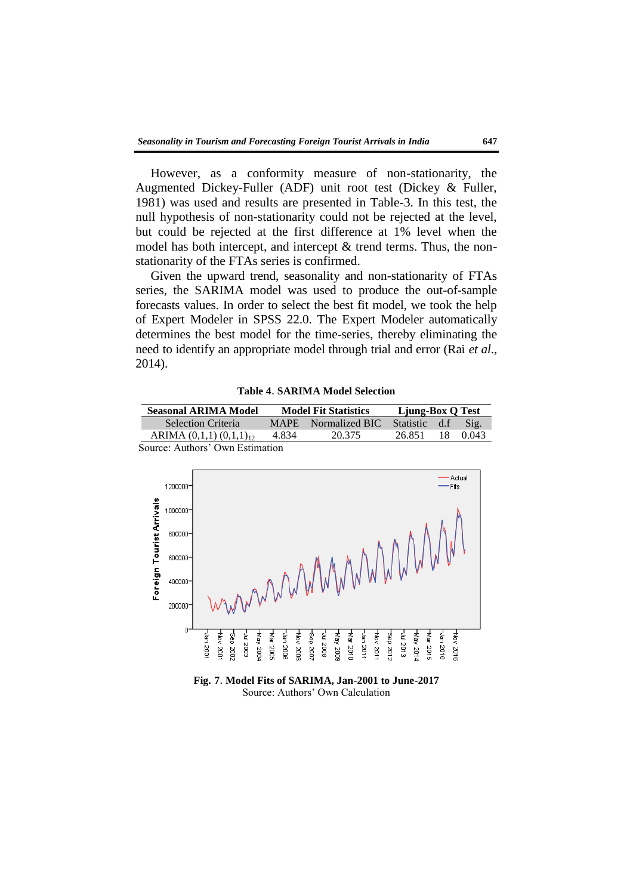However, as a conformity measure of non-stationarity, the Augmented Dickey-Fuller (ADF) unit root test (Dickey & Fuller, 1981) was used and results are presented in Table-3. In this test, the null hypothesis of non-stationarity could not be rejected at the level, but could be rejected at the first difference at 1% level when the model has both intercept, and intercept & trend terms. Thus, the non-stationarity of the FTAs series is confirmed.

Given the upward trend, seasonality and non-stationarity of FTAs series, the SARIMA model was used to produce the out-of-sample forecasts values. In order to select the best fit model, we took the help of Expert Modeler in SPSS 22.0. The Expert Modeler automatically determines the best model for the time-series, thereby eliminating the need to identify an appropriate model through trial and error (Rai *et al*., 2014).

**Table 4**. **SARIMA Model Selection**

| Seasonal ARIMA Model | Model Fit Statistics | | Ljung-Box Q Test | | |
|---|---|---|---|---|---|
| Selection Criteria | MAPE | Normalized BIC | Statistic | d.f | Sig. |
| ARIMA (0,1,1) $(0,1,1)_{12}$ | 4.834 | 20.375 | 26.851 | 18 | 0.043 |

Source: Authors' Own Estimation

**Fig. 7**. **Model Fits of SARIMA, Jan-2001 to June-2017**
Source: Authors' Own Calculation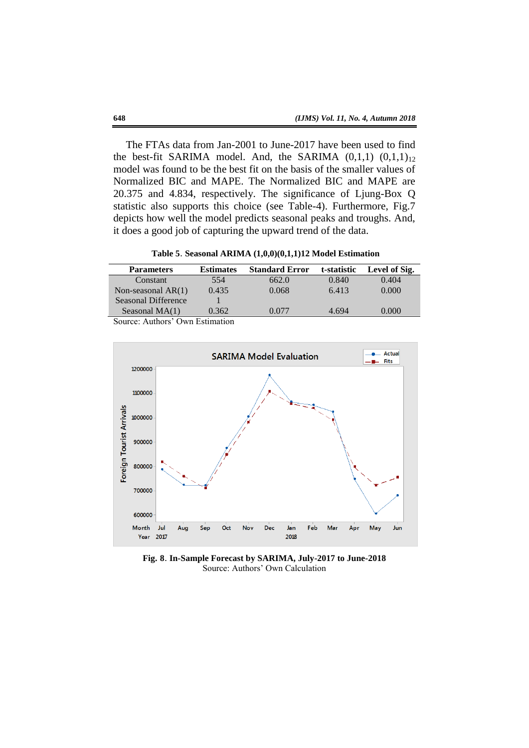The FTAs data from Jan-2001 to June-2017 have been used to find the best-fit SARIMA model. And, the SARIMA (0,1,1) $(0,1,1)_{12}$ model was found to be the best fit on the basis of the smaller values of Normalized BIC and MAPE. The Normalized BIC and MAPE are 20.375 and 4.834, respectively. The significance of Ljung-Box Q statistic also supports this choice (see Table-4). Furthermore, Fig.7 depicts how well the model predicts seasonal peaks and troughs. And, it does a good job of capturing the upward trend of the data.

**Table 5**. **Seasonal ARIMA (1,0,0)(0,1,1)12 Model Estimation**

| Parameters | Estimates | Standard Error | t-statistic | Level of Sig. |
|---|---|---|---|---|
| Constant | 554 | 662.0 | 0.840 | 0.404 |
| Non-seasonal AR(1) | 0.435 | 0.068 | 6.413 | 0.000 |
| Seasonal Difference | 1 | | | |
| Seasonal MA(1) | 0.362 | 0.077 | 4.694 | 0.000 |

Source: Authors' Own Estimation

**Fig. 8**. **In-Sample Forecast by SARIMA, July-2017 to June-2018**
Source: Authors' Own Calculation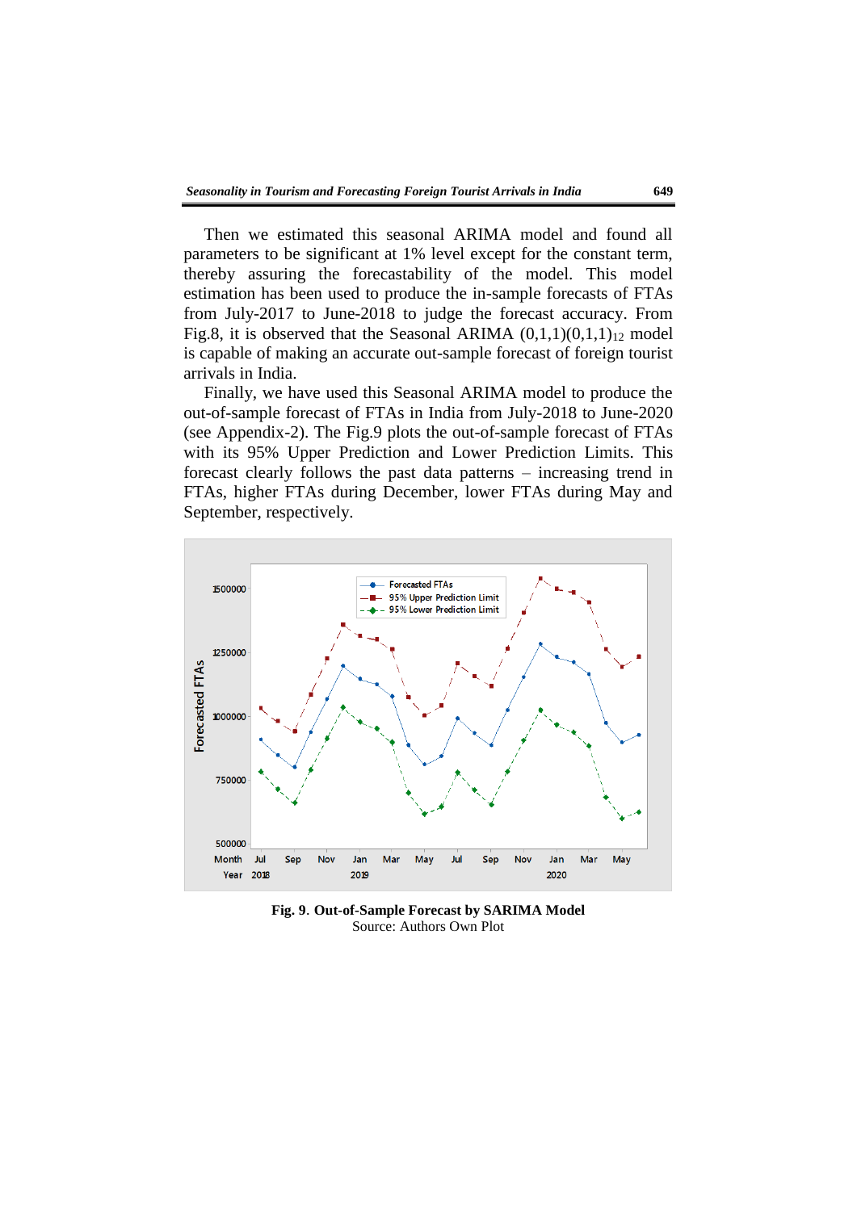Then we estimated this seasonal ARIMA model and found all parameters to be significant at 1% level except for the constant term, thereby assuring the forecastability of the model. This model estimation has been used to produce the in-sample forecasts of FTAs from July-2017 to June-2018 to judge the forecast accuracy. From Fig.8, it is observed that the Seasonal ARIMA $(0,1,1)(0,1,1)_{12}$ model is capable of making an accurate out-sample forecast of foreign tourist arrivals in India.

Finally, we have used this Seasonal ARIMA model to produce the out-of-sample forecast of FTAs in India from July-2018 to June-2020 (see Appendix-2). The Fig.9 plots the out-of-sample forecast of FTAs with its 95% Upper Prediction and Lower Prediction Limits. This forecast clearly follows the past data patterns – increasing trend in FTAs, higher FTAs during December, lower FTAs during May and September, respectively.

**Fig. 9. Out-of-Sample Forecast by SARIMA Model**
Source: Authors Own Plot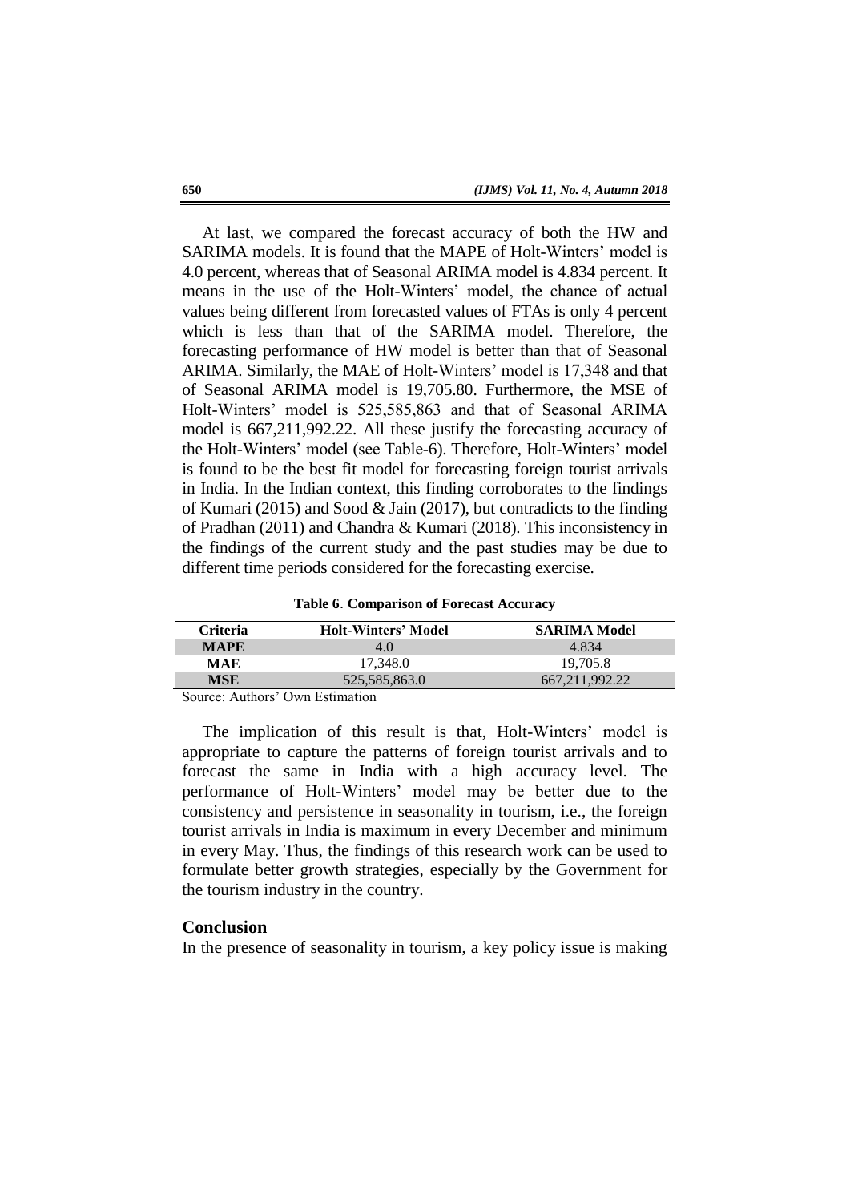At last, we compared the forecast accuracy of both the HW and SARIMA models. It is found that the MAPE of Holt-Winters' model is 4.0 percent, whereas that of Seasonal ARIMA model is 4.834 percent. It means in the use of the Holt-Winters' model, the chance of actual values being different from forecasted values of FTAs is only 4 percent which is less than that of the SARIMA model. Therefore, the forecasting performance of HW model is better than that of Seasonal ARIMA. Similarly, the MAE of Holt-Winters' model is 17,348 and that of Seasonal ARIMA model is 19,705.80. Furthermore, the MSE of Holt-Winters' model is 525,585,863 and that of Seasonal ARIMA model is 667,211,992.22. All these justify the forecasting accuracy of the Holt-Winters' model (see Table-6). Therefore, Holt-Winters' model is found to be the best fit model for forecasting foreign tourist arrivals in India. In the Indian context, this finding corroborates to the findings of Kumari (2015) and Sood & Jain (2017), but contradicts to the finding of Pradhan (2011) and Chandra & Kumari (2018). This inconsistency in the findings of the current study and the past studies may be due to different time periods considered for the forecasting exercise.

**Table 6. Comparison of Forecast Accuracy**

| Criteria | Holt-Winters' Model | SARIMA Model |
|---|---|---|
| **MAPE** | 4.0 | 4.834 |
| **MAE** | 17,348.0 | 19,705.8 |
| **MSE** | 525,585,863.0 | 667,211,992.22 |

Source: Authors' Own Estimation

The implication of this result is that, Holt-Winters' model is appropriate to capture the patterns of foreign tourist arrivals and to forecast the same in India with a high accuracy level. The performance of Holt-Winters' model may be better due to the consistency and persistence in seasonality in tourism, i.e., the foreign tourist arrivals in India is maximum in every December and minimum in every May. Thus, the findings of this research work can be used to formulate better growth strategies, especially by the Government for the tourism industry in the country.

## Conclusion

In the presence of seasonality in tourism, a key policy issue is making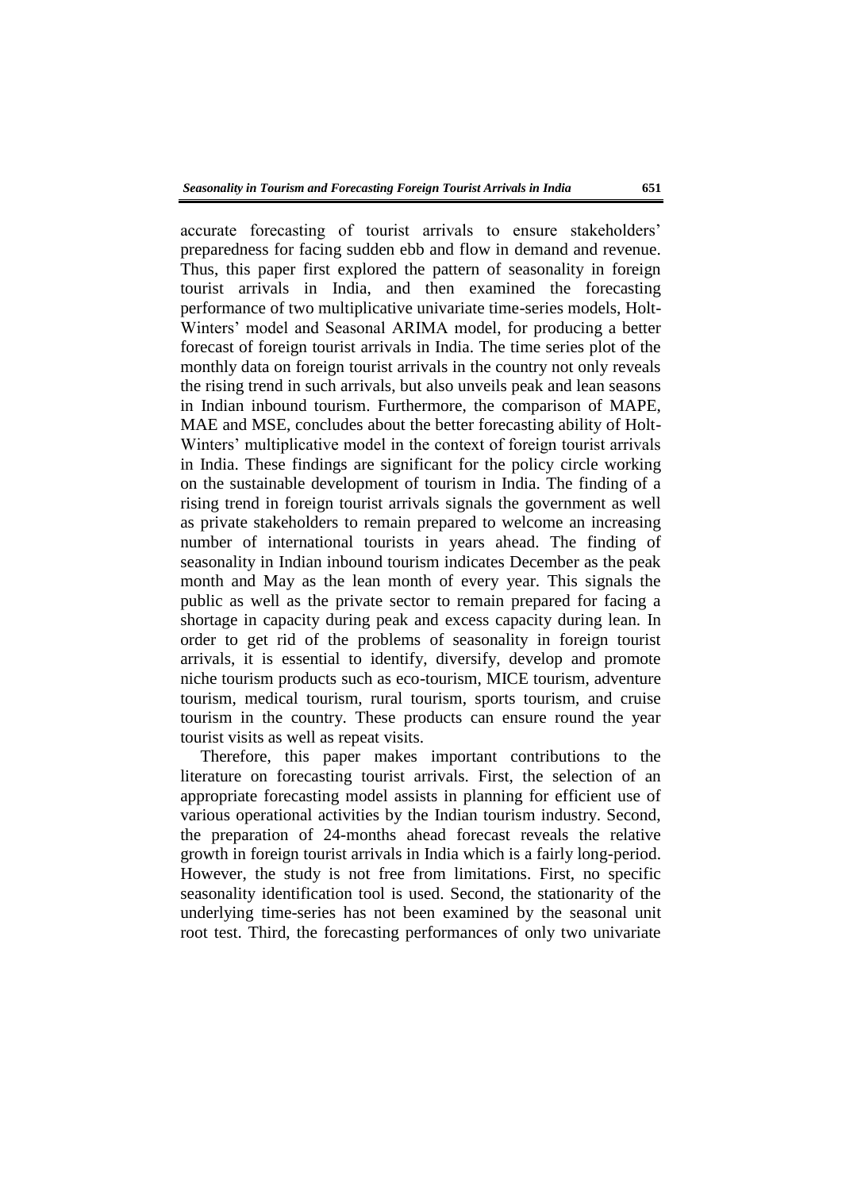accurate forecasting of tourist arrivals to ensure stakeholders' preparedness for facing sudden ebb and flow in demand and revenue. Thus, this paper first explored the pattern of seasonality in foreign tourist arrivals in India, and then examined the forecasting performance of two multiplicative univariate time-series models, Holt-Winters' model and Seasonal ARIMA model, for producing a better forecast of foreign tourist arrivals in India. The time series plot of the monthly data on foreign tourist arrivals in the country not only reveals the rising trend in such arrivals, but also unveils peak and lean seasons in Indian inbound tourism. Furthermore, the comparison of MAPE, MAE and MSE, concludes about the better forecasting ability of Holt-Winters' multiplicative model in the context of foreign tourist arrivals in India. These findings are significant for the policy circle working on the sustainable development of tourism in India. The finding of a rising trend in foreign tourist arrivals signals the government as well as private stakeholders to remain prepared to welcome an increasing number of international tourists in years ahead. The finding of seasonality in Indian inbound tourism indicates December as the peak month and May as the lean month of every year. This signals the public as well as the private sector to remain prepared for facing a shortage in capacity during peak and excess capacity during lean. In order to get rid of the problems of seasonality in foreign tourist arrivals, it is essential to identify, diversify, develop and promote niche tourism products such as eco-tourism, MICE tourism, adventure tourism, medical tourism, rural tourism, sports tourism, and cruise tourism in the country. These products can ensure round the year tourist visits as well as repeat visits.

Therefore, this paper makes important contributions to the literature on forecasting tourist arrivals. First, the selection of an appropriate forecasting model assists in planning for efficient use of various operational activities by the Indian tourism industry. Second, the preparation of 24-months ahead forecast reveals the relative growth in foreign tourist arrivals in India which is a fairly long-period. However, the study is not free from limitations. First, no specific seasonality identification tool is used. Second, the stationarity of the underlying time-series has not been examined by the seasonal unit root test. Third, the forecasting performances of only two univariate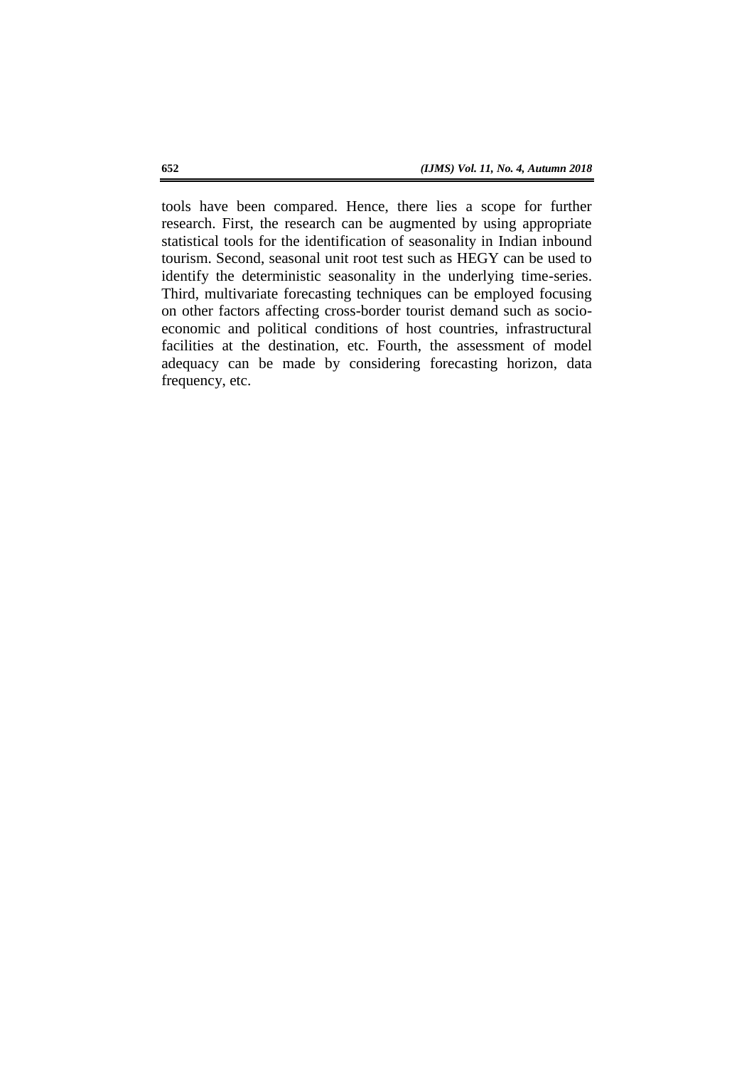tools have been compared. Hence, there lies a scope for further research. First, the research can be augmented by using appropriate statistical tools for the identification of seasonality in Indian inbound tourism. Second, seasonal unit root test such as HEGY can be used to identify the deterministic seasonality in the underlying time-series. Third, multivariate forecasting techniques can be employed focusing on other factors affecting cross-border tourist demand such as socio-economic and political conditions of host countries, infrastructural facilities at the destination, etc. Fourth, the assessment of model adequacy can be made by considering forecasting horizon, data frequency, etc.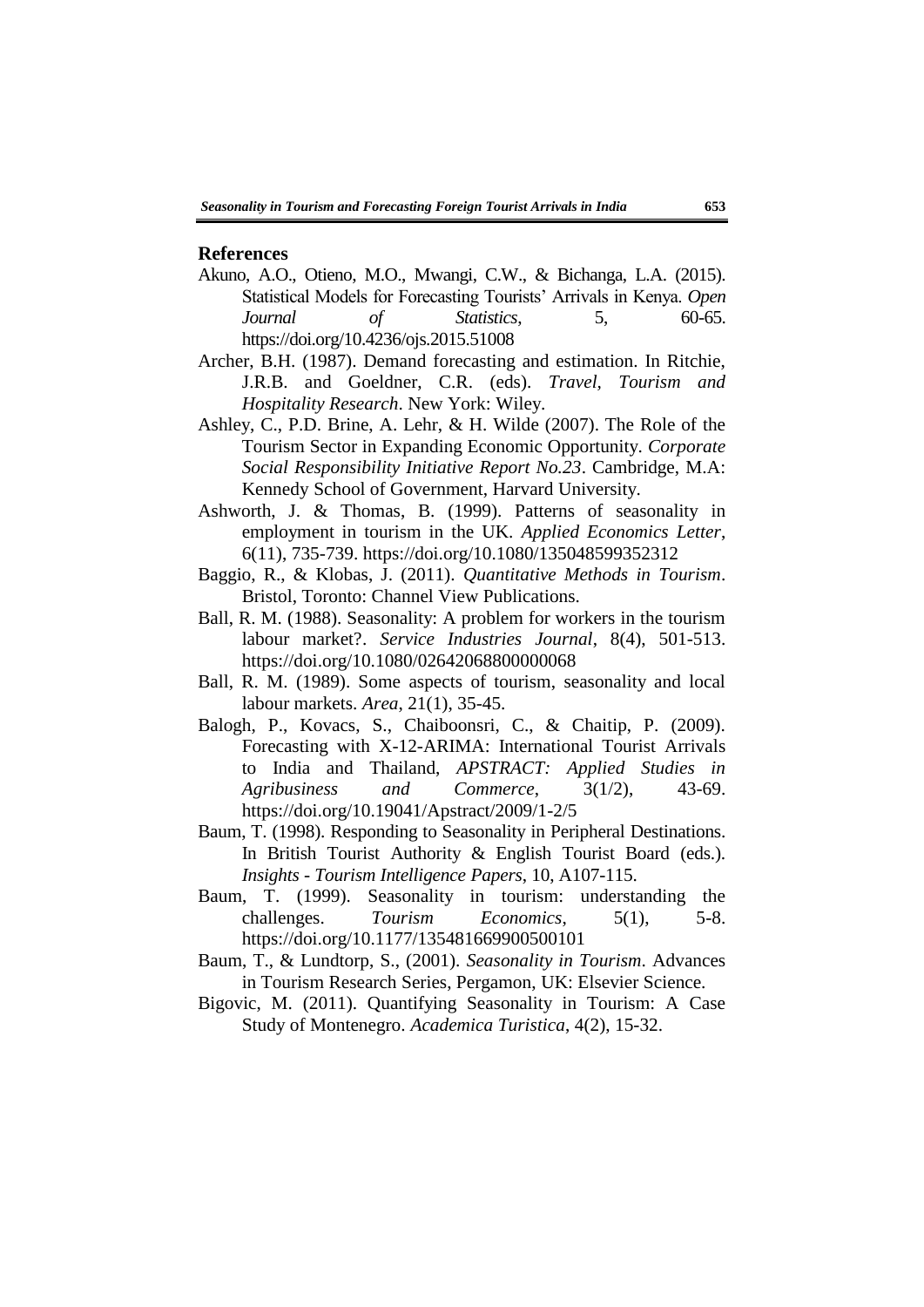## References

Akuno, A.O., Otieno, M.O., Mwangi, C.W., & Bichanga, L.A. (2015). Statistical Models for Forecasting Tourists' Arrivals in Kenya. *Open Journal of Statistics*, 5, 60-65. https://doi.org/10.4236/ojs.2015.51008

Archer, B.H. (1987). Demand forecasting and estimation. In Ritchie, J.R.B. and Goeldner, C.R. (eds). *Travel, Tourism and Hospitality Research*. New York: Wiley.

Ashley, C., P.D. Brine, A. Lehr, & H. Wilde (2007). The Role of the Tourism Sector in Expanding Economic Opportunity. *Corporate Social Responsibility Initiative Report No.23*. Cambridge, M.A: Kennedy School of Government, Harvard University.

Ashworth, J. & Thomas, B. (1999). Patterns of seasonality in employment in tourism in the UK. *Applied Economics Letter*, 6(11), 735-739. https://doi.org/10.1080/135048599352312

Baggio, R., & Klobas, J. (2011). *Quantitative Methods in Tourism*. Bristol, Toronto: Channel View Publications.

Ball, R. M. (1988). Seasonality: A problem for workers in the tourism labour market?. *Service Industries Journal*, 8(4), 501-513. https://doi.org/10.1080/02642068800000068

Ball, R. M. (1989). Some aspects of tourism, seasonality and local labour markets. *Area*, 21(1), 35-45.

Balogh, P., Kovacs, S., Chaiboonsri, C., & Chaitip, P. (2009). Forecasting with X-12-ARIMA: International Tourist Arrivals to India and Thailand, *APSTRACT: Applied Studies in Agribusiness and Commerce*, 3(1/2), 43-69. https://doi.org/10.19041/Apstract/2009/1-2/5

Baum, T. (1998). Responding to Seasonality in Peripheral Destinations. In British Tourist Authority & English Tourist Board (eds.). *Insights - Tourism Intelligence Papers*, 10, A107-115.

Baum, T. (1999). Seasonality in tourism: understanding the challenges. *Tourism Economics*, 5(1), 5-8. https://doi.org/10.1177/135481669900500101

Baum, T., & Lundtorp, S., (2001). *Seasonality in Tourism*. Advances in Tourism Research Series, Pergamon, UK: Elsevier Science.

Bigovic, M. (2011). Quantifying Seasonality in Tourism: A Case Study of Montenegro. *Academica Turistica*, 4(2), 15-32.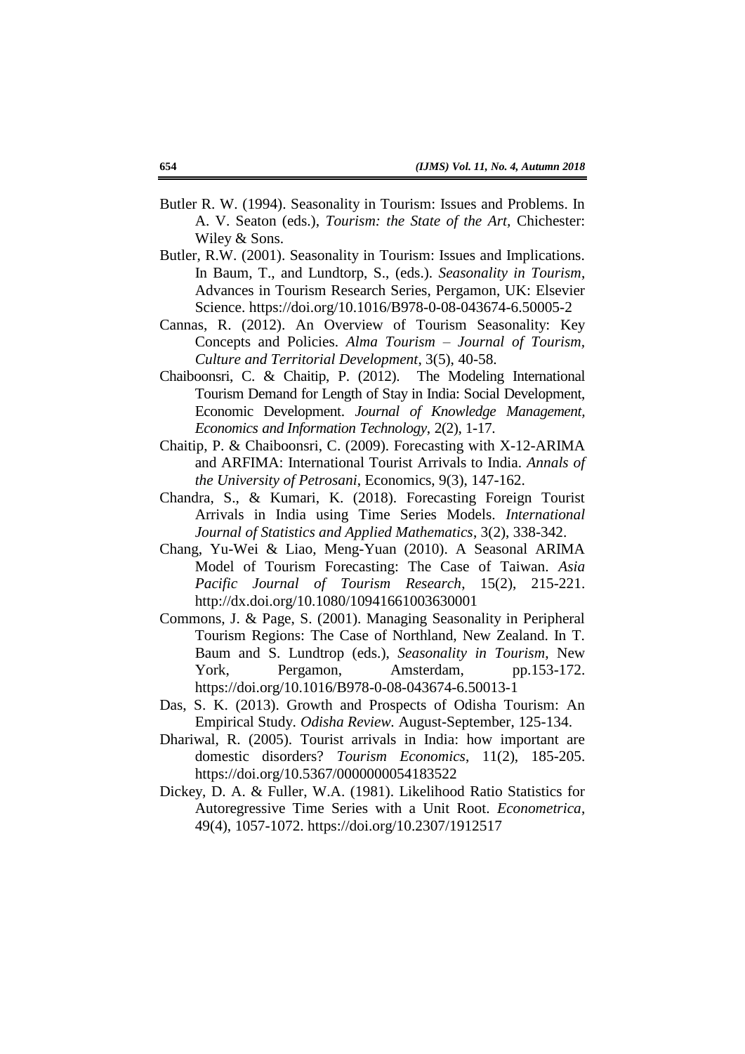Butler R. W. (1994). Seasonality in Tourism: Issues and Problems. In A. V. Seaton (eds.), *Tourism: the State of the Art*, Chichester: Wiley & Sons.

Butler, R.W. (2001). Seasonality in Tourism: Issues and Implications. In Baum, T., and Lundtorp, S., (eds.). *Seasonality in Tourism*, Advances in Tourism Research Series, Pergamon, UK: Elsevier Science. https://doi.org/10.1016/B978-0-08-043674-6.50005-2

Cannas, R. (2012). An Overview of Tourism Seasonality: Key Concepts and Policies. *Alma Tourism – Journal of Tourism, Culture and Territorial Development*, 3(5), 40-58.

Chaiboonsri, C. & Chaitip, P. (2012). The Modeling International Tourism Demand for Length of Stay in India: Social Development, Economic Development. *Journal of Knowledge Management, Economics and Information Technology*, 2(2), 1-17.

Chaitip, P. & Chaiboonsri, C. (2009). Forecasting with X-12-ARIMA and ARFIMA: International Tourist Arrivals to India. *Annals of the University of Petrosani*, Economics, 9(3), 147-162.

Chandra, S., & Kumari, K. (2018). Forecasting Foreign Tourist Arrivals in India using Time Series Models. *International Journal of Statistics and Applied Mathematics*, 3(2), 338-342.

Chang, Yu-Wei & Liao, Meng-Yuan (2010). A Seasonal ARIMA Model of Tourism Forecasting: The Case of Taiwan. *Asia Pacific Journal of Tourism Research*, 15(2), 215-221. http://dx.doi.org/10.1080/10941661003630001

Commons, J. & Page, S. (2001). Managing Seasonality in Peripheral Tourism Regions: The Case of Northland, New Zealand. In T. Baum and S. Lundtrop (eds.), *Seasonality in Tourism*, New York, Pergamon, Amsterdam, pp.153-172. https://doi.org/10.1016/B978-0-08-043674-6.50013-1

Das, S. K. (2013). Growth and Prospects of Odisha Tourism: An Empirical Study. *Odisha Review*. August-September, 125-134.

Dhariwal, R. (2005). Tourist arrivals in India: how important are domestic disorders? *Tourism Economics*, 11(2), 185-205. https://doi.org/10.5367/0000000054183522

Dickey, D. A. & Fuller, W.A. (1981). Likelihood Ratio Statistics for Autoregressive Time Series with a Unit Root. *Econometrica*, 49(4), 1057-1072. https://doi.org/10.2307/1912517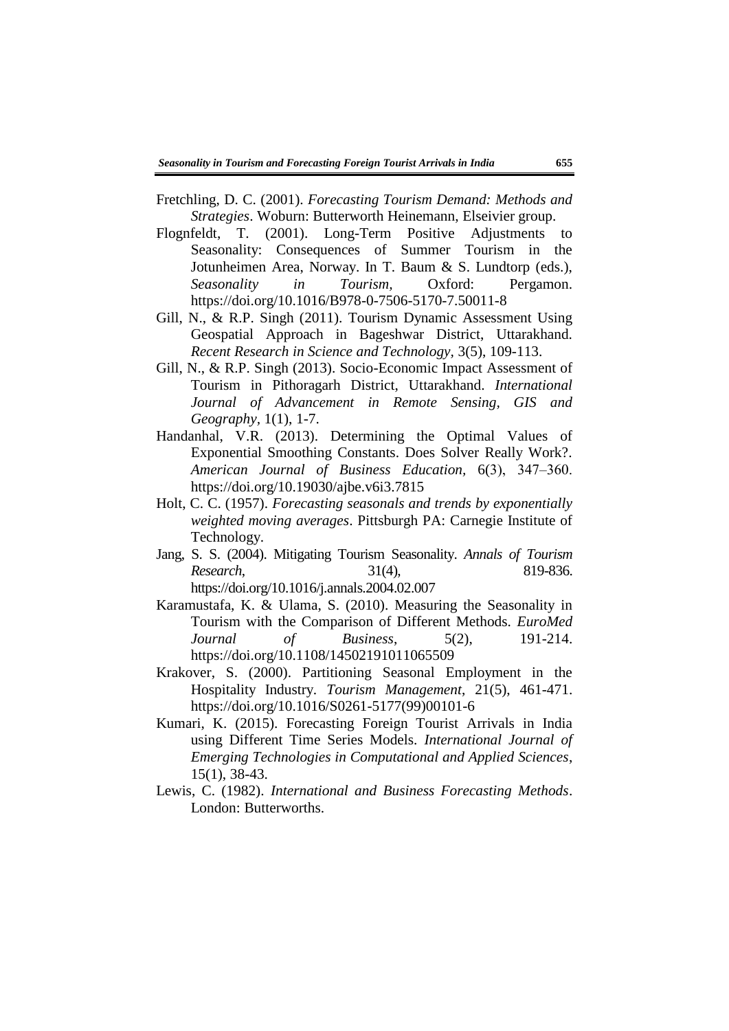Fretchling, D. C. (2001). *Forecasting Tourism Demand: Methods and Strategies*. Woburn: Butterworth Heinemann, Elseivier group.

Flognfeldt, T. (2001). Long-Term Positive Adjustments to Seasonality: Consequences of Summer Tourism in the Jotunheimen Area, Norway. In T. Baum & S. Lundtorp (eds.), *Seasonality in Tourism*, Oxford: Pergamon. https://doi.org/10.1016/B978-0-7506-5170-7.50011-8

Gill, N., & R.P. Singh (2011). Tourism Dynamic Assessment Using Geospatial Approach in Bageshwar District, Uttarakhand. *Recent Research in Science and Technology*, 3(5), 109-113.

Gill, N., & R.P. Singh (2013). Socio-Economic Impact Assessment of Tourism in Pithoragarh District, Uttarakhand. *International Journal of Advancement in Remote Sensing, GIS and Geography*, 1(1), 1-7.

Handanhal, V.R. (2013). Determining the Optimal Values of Exponential Smoothing Constants. Does Solver Really Work?. *American Journal of Business Education*, 6(3), 347–360. https://doi.org/10.19030/ajbe.v6i3.7815

Holt, C. C. (1957). *Forecasting seasonals and trends by exponentially weighted moving averages*. Pittsburgh PA: Carnegie Institute of Technology.

Jang, S. S. (2004). Mitigating Tourism Seasonality. *Annals of Tourism Research*, 31(4), 819-836. https://doi.org/10.1016/j.annals.2004.02.007

Karamustafa, K. & Ulama, S. (2010). Measuring the Seasonality in Tourism with the Comparison of Different Methods. *EuroMed Journal of Business*, 5(2), 191-214. https://doi.org/10.1108/14502191011065509

Krakover, S. (2000). Partitioning Seasonal Employment in the Hospitality Industry. *Tourism Management*, 21(5), 461-471. https://doi.org/10.1016/S0261-5177(99)00101-6

Kumari, K. (2015). Forecasting Foreign Tourist Arrivals in India using Different Time Series Models. *International Journal of Emerging Technologies in Computational and Applied Sciences*, 15(1), 38-43.

Lewis, C. (1982). *International and Business Forecasting Methods*. London: Butterworths.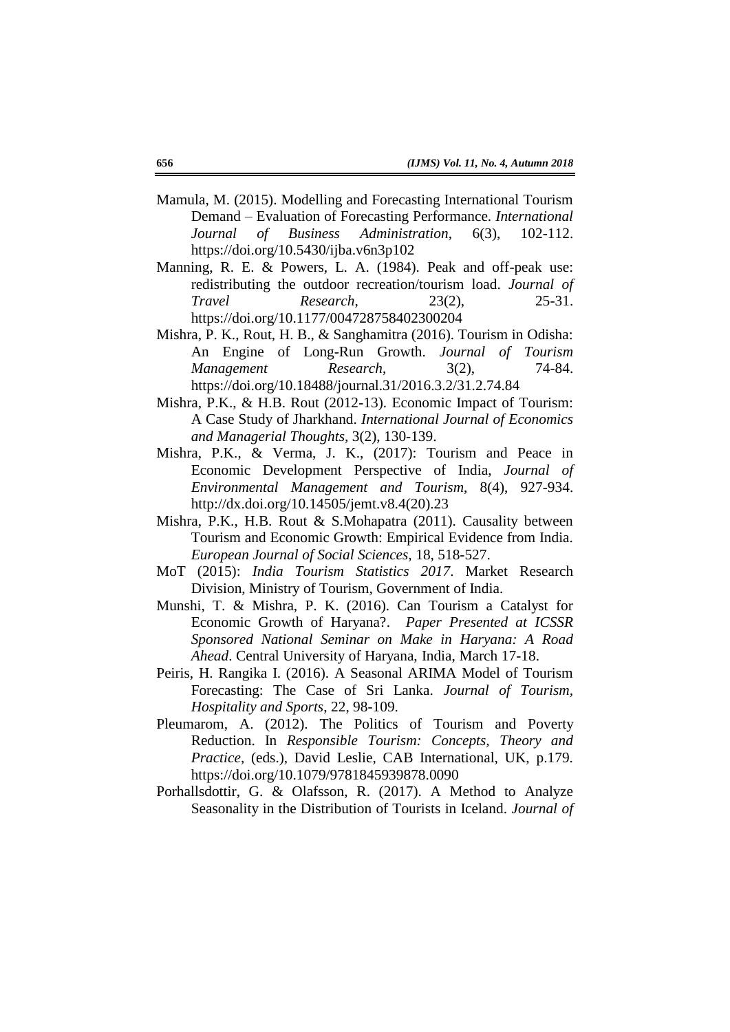Mamula, M. (2015). Modelling and Forecasting International Tourism Demand – Evaluation of Forecasting Performance. *International Journal of Business Administration*, 6(3), 102-112. https://doi.org/10.5430/ijba.v6n3p102

Manning, R. E. & Powers, L. A. (1984). Peak and off-peak use: redistributing the outdoor recreation/tourism load. *Journal of Travel Research*, 23(2), 25-31. https://doi.org/10.1177/004728758402300204

Mishra, P. K., Rout, H. B., & Sanghamitra (2016). Tourism in Odisha: An Engine of Long-Run Growth. *Journal of Tourism Management Research*, 3(2), 74-84. https://doi.org/10.18488/journal.31/2016.3.2/31.2.74.84

Mishra, P.K., & H.B. Rout (2012-13). Economic Impact of Tourism: A Case Study of Jharkhand. *International Journal of Economics and Managerial Thoughts*, 3(2), 130-139.

Mishra, P.K., & Verma, J. K., (2017): Tourism and Peace in Economic Development Perspective of India, *Journal of Environmental Management and Tourism*, 8(4), 927-934. http://dx.doi.org/10.14505/jemt.v8.4(20).23

Mishra, P.K., H.B. Rout & S.Mohapatra (2011). Causality between Tourism and Economic Growth: Empirical Evidence from India. *European Journal of Social Sciences*, 18, 518-527.

MoT (2015): *India Tourism Statistics 2017*. Market Research Division, Ministry of Tourism, Government of India.

Munshi, T. & Mishra, P. K. (2016). Can Tourism a Catalyst for Economic Growth of Haryana?. *Paper Presented at ICSSR Sponsored National Seminar on Make in Haryana: A Road Ahead*. Central University of Haryana, India, March 17-18.

Peiris, H. Rangika I. (2016). A Seasonal ARIMA Model of Tourism Forecasting: The Case of Sri Lanka. *Journal of Tourism, Hospitality and Sports*, 22, 98-109.

Pleumarom, A. (2012). The Politics of Tourism and Poverty Reduction. In *Responsible Tourism: Concepts, Theory and Practice*, (eds.), David Leslie, CAB International, UK, p.179. https://doi.org/10.1079/9781845939878.0090

Porhallsdottir, G. & Olafsson, R. (2017). A Method to Analyze Seasonality in the Distribution of Tourists in Iceland. *Journal of*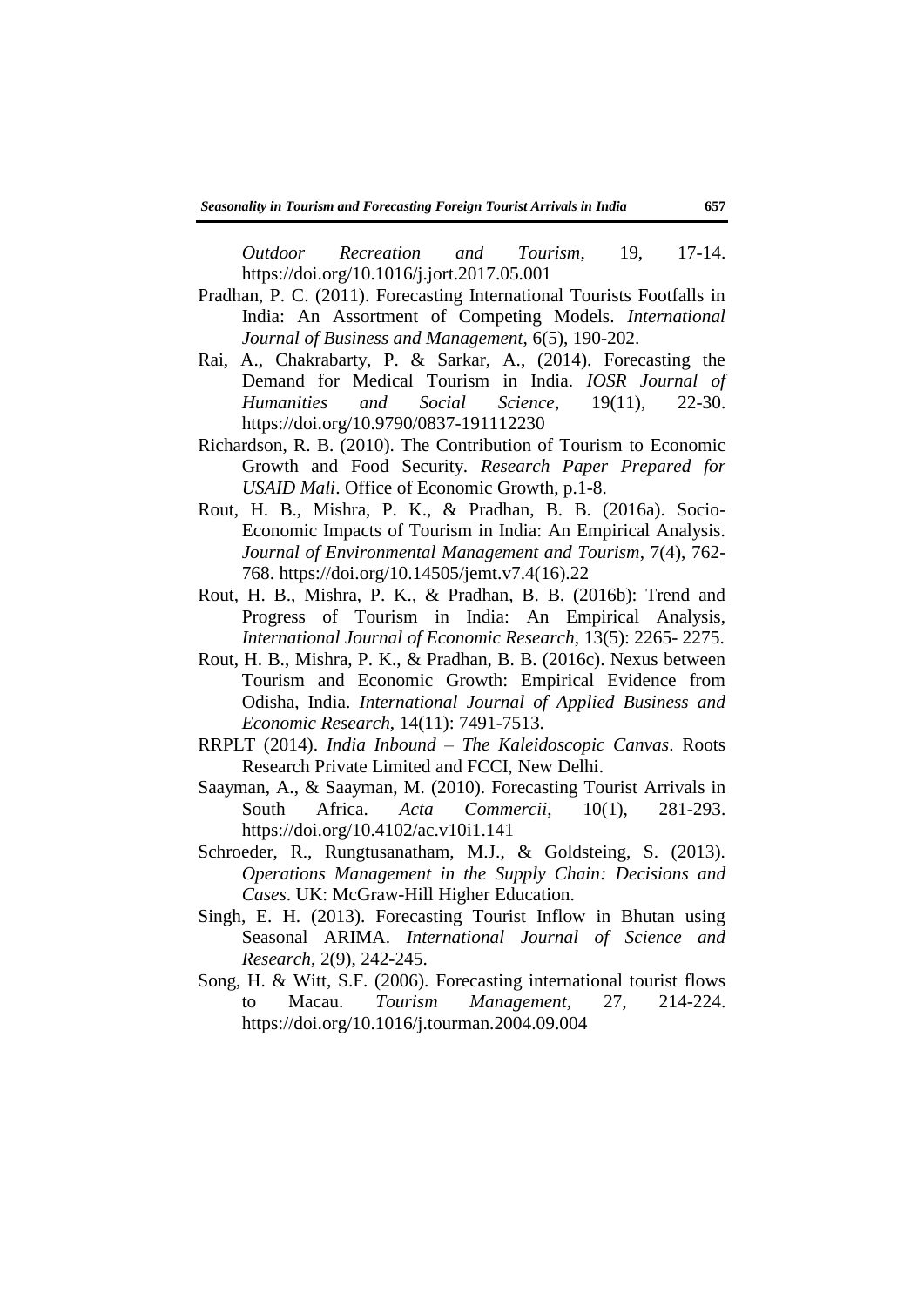*Outdoor Recreation and Tourism*, 19, 17-14. https://doi.org/10.1016/j.jort.2017.05.001

Pradhan, P. C. (2011). Forecasting International Tourists Footfalls in India: An Assortment of Competing Models. *International Journal of Business and Management*, 6(5), 190-202.

Rai, A., Chakrabarty, P. & Sarkar, A., (2014). Forecasting the Demand for Medical Tourism in India. *IOSR Journal of Humanities and Social Science*, 19(11), 22-30. https://doi.org/10.9790/0837-191112230

Richardson, R. B. (2010). The Contribution of Tourism to Economic Growth and Food Security. *Research Paper Prepared for USAID Mali*. Office of Economic Growth, p.1-8.

Rout, H. B., Mishra, P. K., & Pradhan, B. B. (2016a). Socio-Economic Impacts of Tourism in India: An Empirical Analysis. *Journal of Environmental Management and Tourism*, 7(4), 762-768. https://doi.org/10.14505/jemt.v7.4(16).22

Rout, H. B., Mishra, P. K., & Pradhan, B. B. (2016b): Trend and Progress of Tourism in India: An Empirical Analysis, *International Journal of Economic Research*, 13(5): 2265- 2275.

Rout, H. B., Mishra, P. K., & Pradhan, B. B. (2016c). Nexus between Tourism and Economic Growth: Empirical Evidence from Odisha, India. *International Journal of Applied Business and Economic Research*, 14(11): 7491-7513.

RRPLT (2014). *India Inbound – The Kaleidoscopic Canvas*. Roots Research Private Limited and FCCI, New Delhi.

Saayman, A., & Saayman, M. (2010). Forecasting Tourist Arrivals in South Africa. *Acta Commercii*, 10(1), 281-293. https://doi.org/10.4102/ac.v10i1.141

Schroeder, R., Rungtusanatham, M.J., & Goldsteing, S. (2013). *Operations Management in the Supply Chain: Decisions and Cases*. UK: McGraw-Hill Higher Education.

Singh, E. H. (2013). Forecasting Tourist Inflow in Bhutan using Seasonal ARIMA. *International Journal of Science and Research*, 2(9), 242-245.

Song, H. & Witt, S.F. (2006). Forecasting international tourist flows to Macau. *Tourism Management*, 27, 214-224. https://doi.org/10.1016/j.tourman.2004.09.004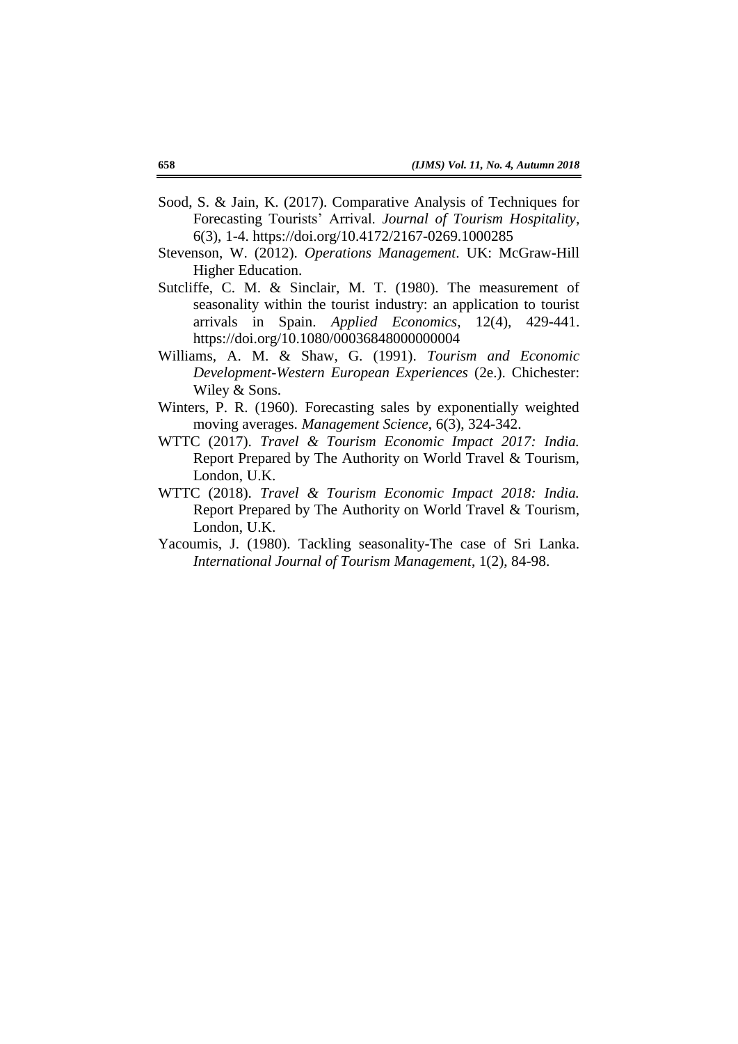Sood, S. & Jain, K. (2017). Comparative Analysis of Techniques for Forecasting Tourists' Arrival. *Journal of Tourism Hospitality*, 6(3), 1-4. https://doi.org/10.4172/2167-0269.1000285

Stevenson, W. (2012). *Operations Management*. UK: McGraw-Hill Higher Education.

Sutcliffe, C. M. & Sinclair, M. T. (1980). The measurement of seasonality within the tourist industry: an application to tourist arrivals in Spain. *Applied Economics*, 12(4), 429-441. https://doi.org/10.1080/00036848000000004

Williams, A. M. & Shaw, G. (1991). *Tourism and Economic Development-Western European Experiences* (2e.). Chichester: Wiley & Sons.

Winters, P. R. (1960). Forecasting sales by exponentially weighted moving averages. *Management Science*, 6(3), 324-342.

WTTC (2017). *Travel & Tourism Economic Impact 2017: India.* Report Prepared by The Authority on World Travel & Tourism, London, U.K.

WTTC (2018). *Travel & Tourism Economic Impact 2018: India.* Report Prepared by The Authority on World Travel & Tourism, London, U.K.

Yacoumis, J. (1980). Tackling seasonality-The case of Sri Lanka. *International Journal of Tourism Management*, 1(2), 84-98.